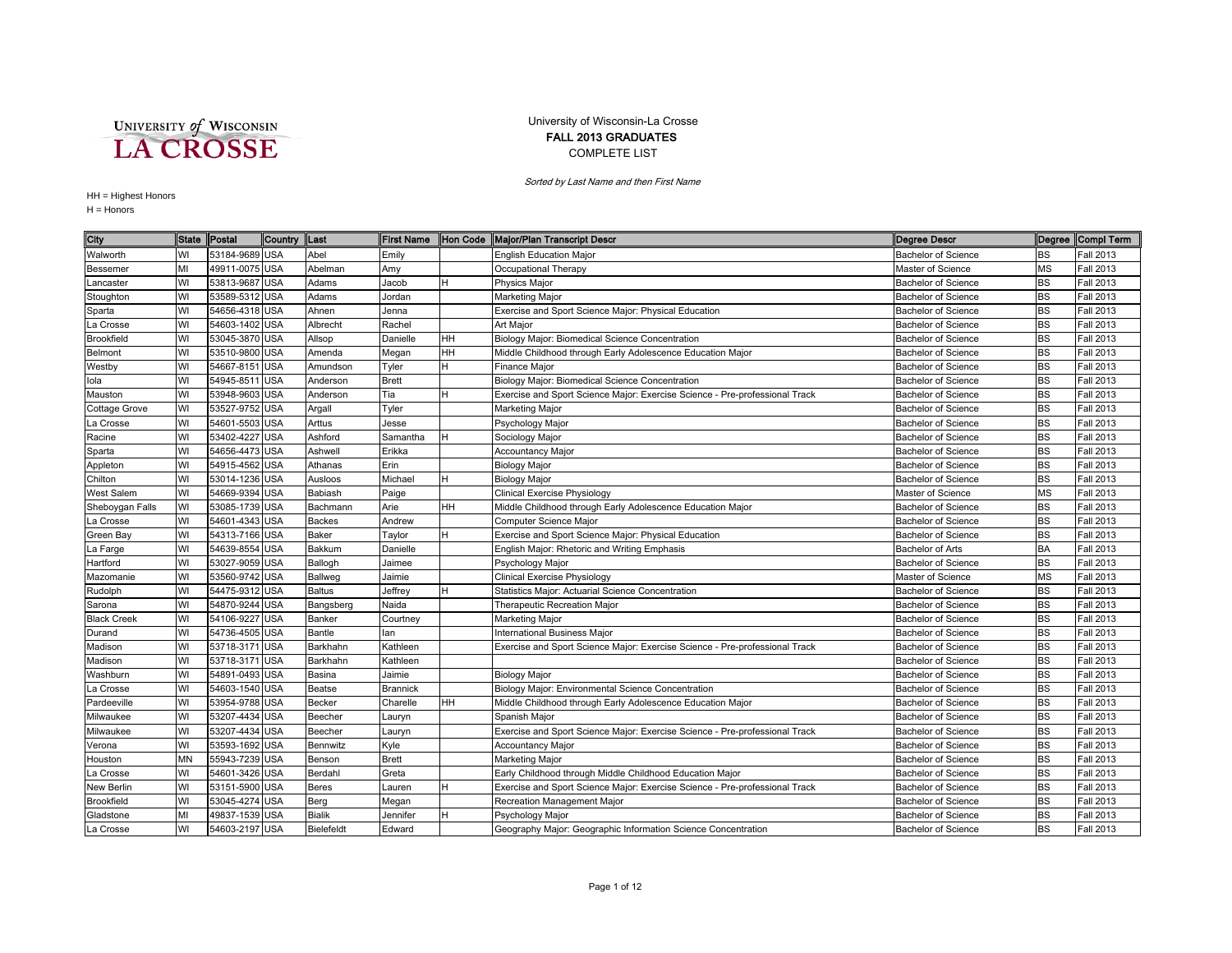UNIVERSITY of WISCONSIN LA CROSSE

# University of Wisconsin-La Crosse

## FALL 2013 GRADUATES

COMPLETE LIST

*Sorted by Last Name and then First Name*

HH = Highest Honors

H = Honors

| City | State | Postal | Country | Last | First Name | Hon Code | Major/Plan Transcript Descr | Degree Descr | Degree | Compl Term |
|---|---|---|---|---|---|---|---|---|---|---|
| Walworth | WI | 53184-9689 | USA | Abel | Emily | | English Education Major | Bachelor of Science | BS | Fall 2013 |
| Bessemer | MI | 49911-0075 | USA | Abelman | Amy | | Occupational Therapy | Master of Science | MS | Fall 2013 |
| Lancaster | WI | 53813-9687 | USA | Adams | Jacob | H | Physics Major | Bachelor of Science | BS | Fall 2013 |
| Stoughton | WI | 53589-5312 | USA | Adams | Jordan | | Marketing Major | Bachelor of Science | BS | Fall 2013 |
| Sparta | WI | 54656-4318 | USA | Ahnen | Jenna | | Exercise and Sport Science Major: Physical Education | Bachelor of Science | BS | Fall 2013 |
| La Crosse | WI | 54603-1402 | USA | Albrecht | Rachel | | Art Major | Bachelor of Science | BS | Fall 2013 |
| Brookfield | WI | 53045-3870 | USA | Allsop | Danielle | HH | Biology Major: Biomedical Science Concentration | Bachelor of Science | BS | Fall 2013 |
| Belmont | WI | 53510-9800 | USA | Amenda | Megan | HH | Middle Childhood through Early Adolescence Education Major | Bachelor of Science | BS | Fall 2013 |
| Westby | WI | 54667-8151 | USA | Amundson | Tyler | H | Finance Major | Bachelor of Science | BS | Fall 2013 |
| Iola | WI | 54945-8511 | USA | Anderson | Brett | | Biology Major: Biomedical Science Concentration | Bachelor of Science | BS | Fall 2013 |
| Mauston | WI | 53948-9603 | USA | Anderson | Tia | H | Exercise and Sport Science Major: Exercise Science - Pre-professional Track | Bachelor of Science | BS | Fall 2013 |
| Cottage Grove | WI | 53527-9752 | USA | Argall | Tyler | | Marketing Major | Bachelor of Science | BS | Fall 2013 |
| La Crosse | WI | 54601-5503 | USA | Arttus | Jesse | | Psychology Major | Bachelor of Science | BS | Fall 2013 |
| Racine | WI | 53402-4227 | USA | Ashford | Samantha | H | Sociology Major | Bachelor of Science | BS | Fall 2013 |
| Sparta | WI | 54656-4473 | USA | Ashwell | Erikka | | Accountancy Major | Bachelor of Science | BS | Fall 2013 |
| Appleton | WI | 54915-4562 | USA | Athanas | Erin | | Biology Major | Bachelor of Science | BS | Fall 2013 |
| Chilton | WI | 53014-1236 | USA | Ausloos | Michael | H | Biology Major | Bachelor of Science | BS | Fall 2013 |
| West Salem | WI | 54669-9394 | USA | Babiash | Paige | | Clinical Exercise Physiology | Master of Science | MS | Fall 2013 |
| Sheboygan Falls | WI | 53085-1739 | USA | Bachmann | Arie | HH | Middle Childhood through Early Adolescence Education Major | Bachelor of Science | BS | Fall 2013 |
| La Crosse | WI | 54601-4343 | USA | Backes | Andrew | | Computer Science Major | Bachelor of Science | BS | Fall 2013 |
| Green Bay | WI | 54313-7166 | USA | Baker | Taylor | H | Exercise and Sport Science Major: Physical Education | Bachelor of Science | BS | Fall 2013 |
| La Farge | WI | 54639-8554 | USA | Bakkum | Danielle | | English Major: Rhetoric and Writing Emphasis | Bachelor of Arts | BA | Fall 2013 |
| Hartford | WI | 53027-9059 | USA | Ballogh | Jaimee | | Psychology Major | Bachelor of Science | BS | Fall 2013 |
| Mazomanie | WI | 53560-9742 | USA | Ballweg | Jaimie | | Clinical Exercise Physiology | Master of Science | MS | Fall 2013 |
| Rudolph | WI | 54475-9312 | USA | Baltus | Jeffrey | H | Statistics Major: Actuarial Science Concentration | Bachelor of Science | BS | Fall 2013 |
| Sarona | WI | 54870-9244 | USA | Bangsberg | Naida | | Therapeutic Recreation Major | Bachelor of Science | BS | Fall 2013 |
| Black Creek | WI | 54106-9227 | USA | Banker | Courtney | | Marketing Major | Bachelor of Science | BS | Fall 2013 |
| Durand | WI | 54736-4505 | USA | Bantle | Ian | | International Business Major | Bachelor of Science | BS | Fall 2013 |
| Madison | WI | 53718-3171 | USA | Barkhahn | Kathleen | | Exercise and Sport Science Major: Exercise Science - Pre-professional Track | Bachelor of Science | BS | Fall 2013 |
| Madison | WI | 53718-3171 | USA | Barkhahn | Kathleen | | | Bachelor of Science | BS | Fall 2013 |
| Washburn | WI | 54891-0493 | USA | Basina | Jaimie | | Biology Major | Bachelor of Science | BS | Fall 2013 |
| La Crosse | WI | 54603-1540 | USA | Beatse | Brannick | | Biology Major: Environmental Science Concentration | Bachelor of Science | BS | Fall 2013 |
| Pardeeville | WI | 53954-9788 | USA | Becker | Charelle | HH | Middle Childhood through Early Adolescence Education Major | Bachelor of Science | BS | Fall 2013 |
| Milwaukee | WI | 53207-4434 | USA | Beecher | Lauryn | | Spanish Major | Bachelor of Science | BS | Fall 2013 |
| Milwaukee | WI | 53207-4434 | USA | Beecher | Lauryn | | Exercise and Sport Science Major: Exercise Science - Pre-professional Track | Bachelor of Science | BS | Fall 2013 |
| Verona | WI | 53593-1692 | USA | Bennwitz | Kyle | | Accountancy Major | Bachelor of Science | BS | Fall 2013 |
| Houston | MN | 55943-7239 | USA | Benson | Brett | | Marketing Major | Bachelor of Science | BS | Fall 2013 |
| La Crosse | WI | 54601-3426 | USA | Berdahl | Greta | | Early Childhood through Middle Childhood Education Major | Bachelor of Science | BS | Fall 2013 |
| New Berlin | WI | 53151-5900 | USA | Beres | Lauren | H | Exercise and Sport Science Major: Exercise Science - Pre-professional Track | Bachelor of Science | BS | Fall 2013 |
| Brookfield | WI | 53045-4274 | USA | Berg | Megan | | Recreation Management Major | Bachelor of Science | BS | Fall 2013 |
| Gladstone | MI | 49837-1539 | USA | Bialik | Jennifer | H | Psychology Major | Bachelor of Science | BS | Fall 2013 |
| La Crosse | WI | 54603-2197 | USA | Bielefeldt | Edward | | Geography Major: Geographic Information Science Concentration | Bachelor of Science | BS | Fall 2013 |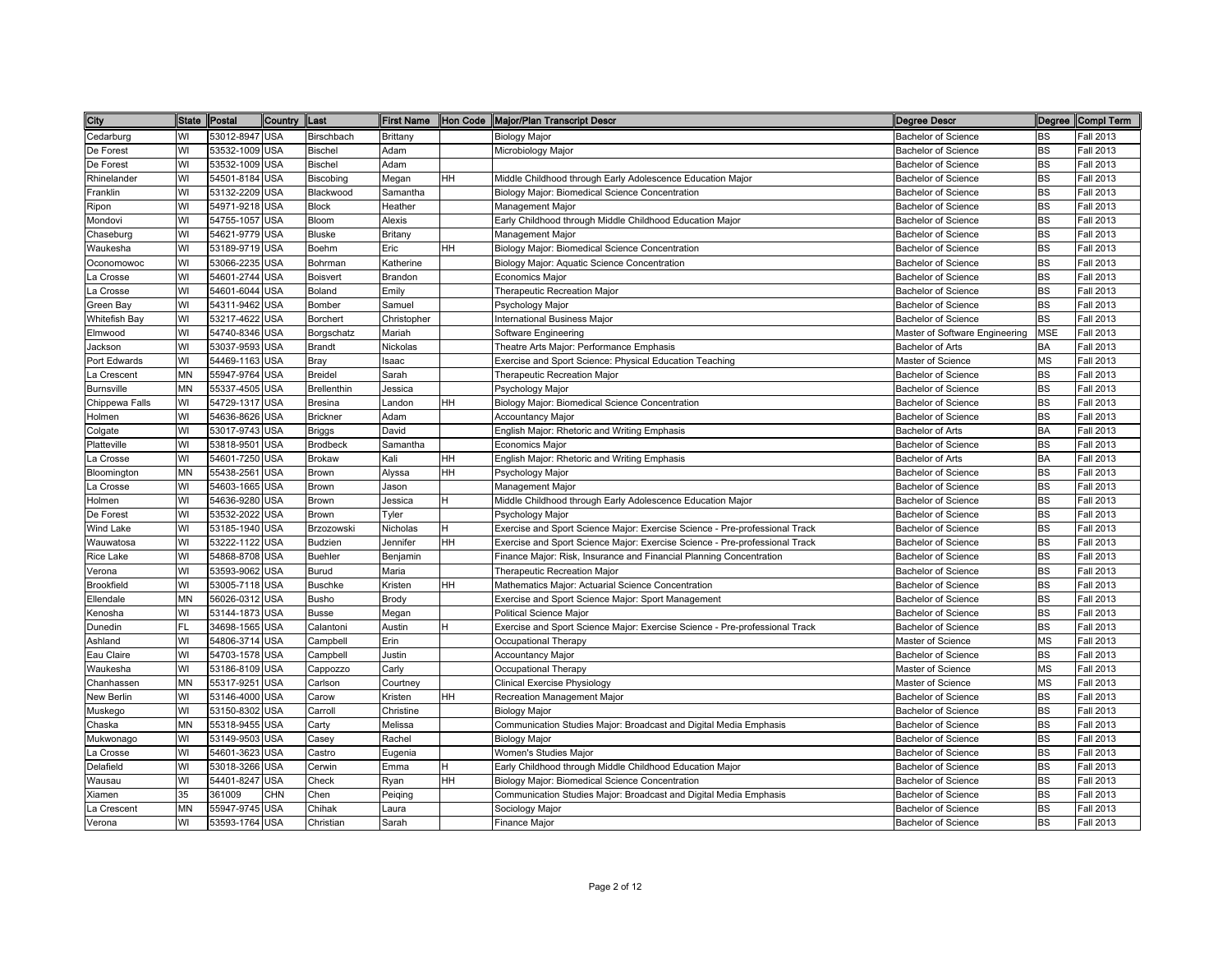| City | State | Postal | Country | Last | First Name | Hon Code | Major/Plan Transcript Descr | Degree Descr | Degree | Compl Term |
|---|---|---|---|---|---|---|---|---|---|---|
| Cedarburg | WI | 53012-8947 | USA | Birschbach | Brittany | | Biology Major | Bachelor of Science | BS | Fall 2013 |
| De Forest | WI | 53532-1009 | USA | Bischel | Adam | | Microbiology Major | Bachelor of Science | BS | Fall 2013 |
| De Forest | WI | 53532-1009 | USA | Bischel | Adam | | | Bachelor of Science | BS | Fall 2013 |
| Rhinelander | WI | 54501-8184 | USA | Biscobing | Megan | HH | Middle Childhood through Early Adolescence Education Major | Bachelor of Science | BS | Fall 2013 |
| Franklin | WI | 53132-2209 | USA | Blackwood | Samantha | | Biology Major: Biomedical Science Concentration | Bachelor of Science | BS | Fall 2013 |
| Ripon | WI | 54971-9218 | USA | Block | Heather | | Management Major | Bachelor of Science | BS | Fall 2013 |
| Mondovi | WI | 54755-1057 | USA | Bloom | Alexis | | Early Childhood through Middle Childhood Education Major | Bachelor of Science | BS | Fall 2013 |
| Chaseburg | WI | 54621-9779 | USA | Bluske | Britany | | Management Major | Bachelor of Science | BS | Fall 2013 |
| Waukesha | WI | 53189-9719 | USA | Boehm | Eric | HH | Biology Major: Biomedical Science Concentration | Bachelor of Science | BS | Fall 2013 |
| Oconomowoc | WI | 53066-2235 | USA | Bohrman | Katherine | | Biology Major: Aquatic Science Concentration | Bachelor of Science | BS | Fall 2013 |
| La Crosse | WI | 54601-2744 | USA | Boisvert | Brandon | | Economics Major | Bachelor of Science | BS | Fall 2013 |
| La Crosse | WI | 54601-6044 | USA | Boland | Emily | | Therapeutic Recreation Major | Bachelor of Science | BS | Fall 2013 |
| Green Bay | WI | 54311-9462 | USA | Bomber | Samuel | | Psychology Major | Bachelor of Science | BS | Fall 2013 |
| Whitefish Bay | WI | 53217-4622 | USA | Borchert | Christopher | | International Business Major | Bachelor of Science | BS | Fall 2013 |
| Elmwood | WI | 54740-8346 | USA | Borgschatz | Mariah | | Software Engineering | Master of Software Engineering | MSE | Fall 2013 |
| Jackson | WI | 53037-9593 | USA | Brandt | Nickolas | | Theatre Arts Major: Performance Emphasis | Bachelor of Arts | BA | Fall 2013 |
| Port Edwards | WI | 54469-1163 | USA | Bray | Isaac | | Exercise and Sport Science: Physical Education Teaching | Master of Science | MS | Fall 2013 |
| La Crescent | MN | 55947-9764 | USA | Breidel | Sarah | | Therapeutic Recreation Major | Bachelor of Science | BS | Fall 2013 |
| Burnsville | MN | 55337-4505 | USA | Brellenthin | Jessica | | Psychology Major | Bachelor of Science | BS | Fall 2013 |
| Chippewa Falls | WI | 54729-1317 | USA | Bresina | Landon | HH | Biology Major: Biomedical Science Concentration | Bachelor of Science | BS | Fall 2013 |
| Holmen | WI | 54636-8626 | USA | Brickner | Adam | | Accountancy Major | Bachelor of Science | BS | Fall 2013 |
| Colgate | WI | 53017-9743 | USA | Briggs | David | | English Major: Rhetoric and Writing Emphasis | Bachelor of Arts | BA | Fall 2013 |
| Platteville | WI | 53818-9501 | USA | Brodbeck | Samantha | | Economics Major | Bachelor of Science | BS | Fall 2013 |
| La Crosse | WI | 54601-7250 | USA | Brokaw | Kali | HH | English Major: Rhetoric and Writing Emphasis | Bachelor of Arts | BA | Fall 2013 |
| Bloomington | MN | 55438-2561 | USA | Brown | Alyssa | HH | Psychology Major | Bachelor of Science | BS | Fall 2013 |
| La Crosse | WI | 54603-1665 | USA | Brown | Jason | | Management Major | Bachelor of Science | BS | Fall 2013 |
| Holmen | WI | 54636-9280 | USA | Brown | Jessica | H | Middle Childhood through Early Adolescence Education Major | Bachelor of Science | BS | Fall 2013 |
| De Forest | WI | 53532-2022 | USA | Brown | Tyler | | Psychology Major | Bachelor of Science | BS | Fall 2013 |
| Wind Lake | WI | 53185-1940 | USA | Brzozowski | Nicholas | H | Exercise and Sport Science Major: Exercise Science - Pre-professional Track | Bachelor of Science | BS | Fall 2013 |
| Wauwatosa | WI | 53222-1122 | USA | Budzien | Jennifer | HH | Exercise and Sport Science Major: Exercise Science - Pre-professional Track | Bachelor of Science | BS | Fall 2013 |
| Rice Lake | WI | 54868-8708 | USA | Buehler | Benjamin | | Finance Major: Risk, Insurance and Financial Planning Concentration | Bachelor of Science | BS | Fall 2013 |
| Verona | WI | 53593-9062 | USA | Burud | Maria | | Therapeutic Recreation Major | Bachelor of Science | BS | Fall 2013 |
| Brookfield | WI | 53005-7118 | USA | Buschke | Kristen | HH | Mathematics Major: Actuarial Science Concentration | Bachelor of Science | BS | Fall 2013 |
| Ellendale | MN | 56026-0312 | USA | Busho | Brody | | Exercise and Sport Science Major: Sport Management | Bachelor of Science | BS | Fall 2013 |
| Kenosha | WI | 53144-1873 | USA | Busse | Megan | | Political Science Major | Bachelor of Science | BS | Fall 2013 |
| Dunedin | FL | 34698-1565 | USA | Calantoni | Austin | H | Exercise and Sport Science Major: Exercise Science - Pre-professional Track | Bachelor of Science | BS | Fall 2013 |
| Ashland | WI | 54806-3714 | USA | Campbell | Erin | | Occupational Therapy | Master of Science | MS | Fall 2013 |
| Eau Claire | WI | 54703-1578 | USA | Campbell | Justin | | Accountancy Major | Bachelor of Science | BS | Fall 2013 |
| Waukesha | WI | 53186-8109 | USA | Cappozzo | Carly | | Occupational Therapy | Master of Science | MS | Fall 2013 |
| Chanhassen | MN | 55317-9251 | USA | Carlson | Courtney | | Clinical Exercise Physiology | Master of Science | MS | Fall 2013 |
| New Berlin | WI | 53146-4000 | USA | Carow | Kristen | HH | Recreation Management Major | Bachelor of Science | BS | Fall 2013 |
| Muskego | WI | 53150-8302 | USA | Carroll | Christine | | Biology Major | Bachelor of Science | BS | Fall 2013 |
| Chaska | MN | 55318-9455 | USA | Carty | Melissa | | Communication Studies Major: Broadcast and Digital Media Emphasis | Bachelor of Science | BS | Fall 2013 |
| Mukwonago | WI | 53149-9503 | USA | Casey | Rachel | | Biology Major | Bachelor of Science | BS | Fall 2013 |
| La Crosse | WI | 54601-3623 | USA | Castro | Eugenia | | Women's Studies Major | Bachelor of Science | BS | Fall 2013 |
| Delafield | WI | 53018-3266 | USA | Cerwin | Emma | H | Early Childhood through Middle Childhood Education Major | Bachelor of Science | BS | Fall 2013 |
| Wausau | WI | 54401-8247 | USA | Check | Ryan | HH | Biology Major: Biomedical Science Concentration | Bachelor of Science | BS | Fall 2013 |
| Xiamen | 35 | 361009 | CHN | Chen | Peiqing | | Communication Studies Major: Broadcast and Digital Media Emphasis | Bachelor of Science | BS | Fall 2013 |
| La Crescent | MN | 55947-9745 | USA | Chihak | Laura | | Sociology Major | Bachelor of Science | BS | Fall 2013 |
| Verona | WI | 53593-1764 | USA | Christian | Sarah | | Finance Major | Bachelor of Science | BS | Fall 2013 |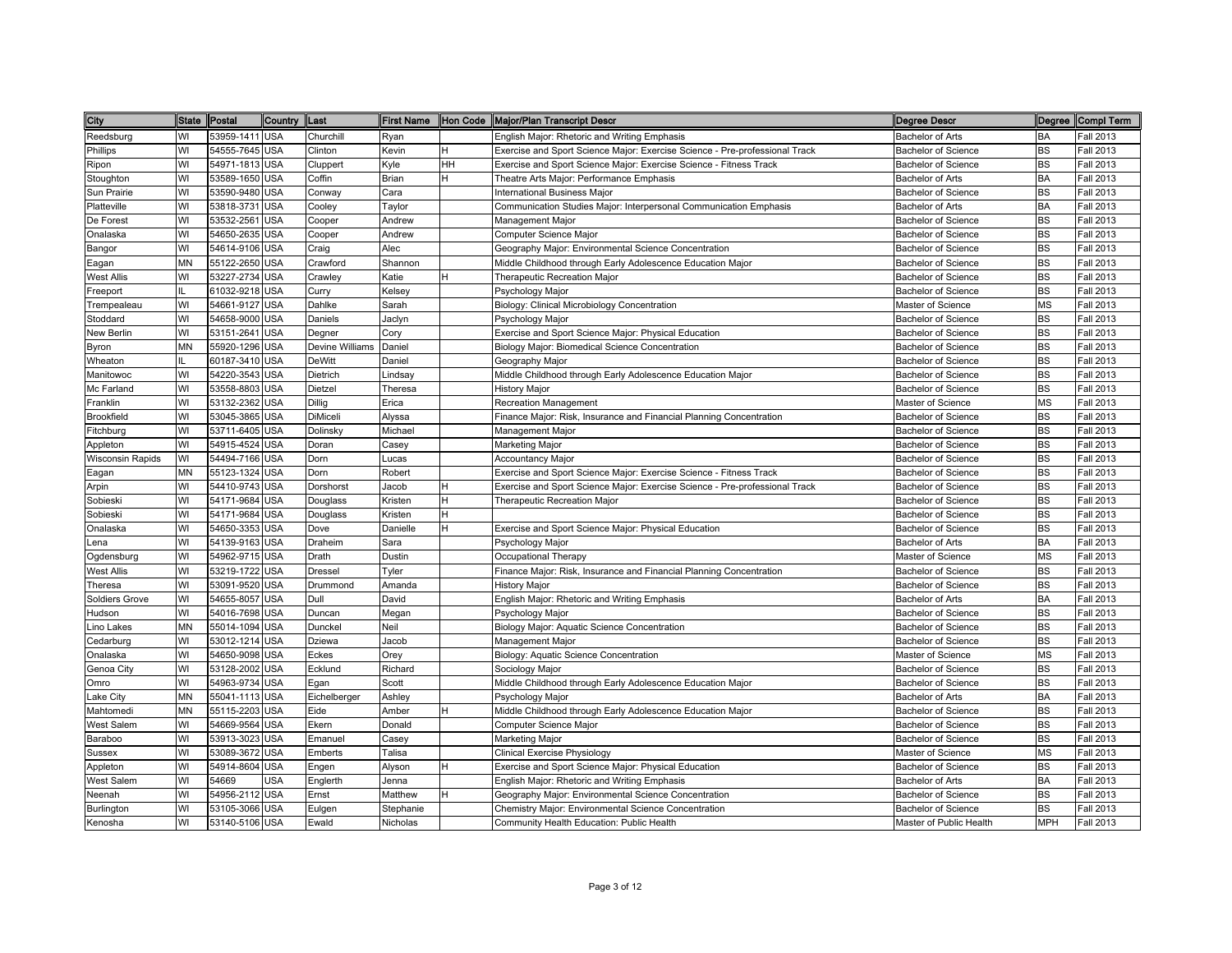| City | State | Postal | Country | Last | First Name | Hon Code | Major/Plan Transcript Descr | Degree Descr | Degree | Compl Term |
|---|---|---|---|---|---|---|---|---|---|---|
| Reedsburg | WI | 53959-1411 | USA | Churchill | Ryan | | English Major: Rhetoric and Writing Emphasis | Bachelor of Arts | BA | Fall 2013 |
| Phillips | WI | 54555-7645 | USA | Clinton | Kevin | H | Exercise and Sport Science Major: Exercise Science - Pre-professional Track | Bachelor of Science | BS | Fall 2013 |
| Ripon | WI | 54971-1813 | USA | Cluppert | Kyle | HH | Exercise and Sport Science Major: Exercise Science - Fitness Track | Bachelor of Science | BS | Fall 2013 |
| Stoughton | WI | 53589-1650 | USA | Coffin | Brian | H | Theatre Arts Major: Performance Emphasis | Bachelor of Arts | BA | Fall 2013 |
| Sun Prairie | WI | 53590-9480 | USA | Conway | Cara | | International Business Major | Bachelor of Science | BS | Fall 2013 |
| Platteville | WI | 53818-3731 | USA | Cooley | Taylor | | Communication Studies Major: Interpersonal Communication Emphasis | Bachelor of Arts | BA | Fall 2013 |
| De Forest | WI | 53532-2561 | USA | Cooper | Andrew | | Management Major | Bachelor of Science | BS | Fall 2013 |
| Onalaska | WI | 54650-2635 | USA | Cooper | Andrew | | Computer Science Major | Bachelor of Science | BS | Fall 2013 |
| Bangor | WI | 54614-9106 | USA | Craig | Alec | | Geography Major: Environmental Science Concentration | Bachelor of Science | BS | Fall 2013 |
| Eagan | MN | 55122-2650 | USA | Crawford | Shannon | | Middle Childhood through Early Adolescence Education Major | Bachelor of Science | BS | Fall 2013 |
| West Allis | WI | 53227-2734 | USA | Crawley | Katie | H | Therapeutic Recreation Major | Bachelor of Science | BS | Fall 2013 |
| Freeport | IL | 61032-9218 | USA | Curry | Kelsey | | Psychology Major | Bachelor of Science | BS | Fall 2013 |
| Trempealeau | WI | 54661-9127 | USA | Dahlke | Sarah | | Biology: Clinical Microbiology Concentration | Master of Science | MS | Fall 2013 |
| Stoddard | WI | 54658-9000 | USA | Daniels | Jaclyn | | Psychology Major | Bachelor of Science | BS | Fall 2013 |
| New Berlin | WI | 53151-2641 | USA | Degner | Cory | | Exercise and Sport Science Major: Physical Education | Bachelor of Science | BS | Fall 2013 |
| Byron | MN | 55920-1296 | USA | Devine Williams | Daniel | | Biology Major: Biomedical Science Concentration | Bachelor of Science | BS | Fall 2013 |
| Wheaton | IL | 60187-3410 | USA | DeWitt | Daniel | | Geography Major | Bachelor of Science | BS | Fall 2013 |
| Manitowoc | WI | 54220-3543 | USA | Dietrich | Lindsay | | Middle Childhood through Early Adolescence Education Major | Bachelor of Science | BS | Fall 2013 |
| Mc Farland | WI | 53558-8803 | USA | Dietzel | Theresa | | History Major | Bachelor of Science | BS | Fall 2013 |
| Franklin | WI | 53132-2362 | USA | Dillig | Erica | | Recreation Management | Master of Science | MS | Fall 2013 |
| Brookfield | WI | 53045-3865 | USA | DiMiceli | Alyssa | | Finance Major: Risk, Insurance and Financial Planning Concentration | Bachelor of Science | BS | Fall 2013 |
| Fitchburg | WI | 53711-6405 | USA | Dolinsky | Michael | | Management Major | Bachelor of Science | BS | Fall 2013 |
| Appleton | WI | 54915-4524 | USA | Doran | Casey | | Marketing Major | Bachelor of Science | BS | Fall 2013 |
| Wisconsin Rapids | WI | 54494-7166 | USA | Dorn | Lucas | | Accountancy Major | Bachelor of Science | BS | Fall 2013 |
| Eagan | MN | 55123-1324 | USA | Dorn | Robert | | Exercise and Sport Science Major: Exercise Science - Fitness Track | Bachelor of Science | BS | Fall 2013 |
| Arpin | WI | 54410-9743 | USA | Dorshorst | Jacob | H | Exercise and Sport Science Major: Exercise Science - Pre-professional Track | Bachelor of Science | BS | Fall 2013 |
| Sobieski | WI | 54171-9684 | USA | Douglass | Kristen | H | Therapeutic Recreation Major | Bachelor of Science | BS | Fall 2013 |
| Sobieski | WI | 54171-9684 | USA | Douglass | Kristen | H | | Bachelor of Science | BS | Fall 2013 |
| Onalaska | WI | 54650-3353 | USA | Dove | Danielle | H | Exercise and Sport Science Major: Physical Education | Bachelor of Science | BS | Fall 2013 |
| Lena | WI | 54139-9163 | USA | Draheim | Sara | | Psychology Major | Bachelor of Arts | BA | Fall 2013 |
| Ogdensburg | WI | 54962-9715 | USA | Drath | Dustin | | Occupational Therapy | Master of Science | MS | Fall 2013 |
| West Allis | WI | 53219-1722 | USA | Dressel | Tyler | | Finance Major: Risk, Insurance and Financial Planning Concentration | Bachelor of Science | BS | Fall 2013 |
| Theresa | WI | 53091-9520 | USA | Drummond | Amanda | | History Major | Bachelor of Science | BS | Fall 2013 |
| Soldiers Grove | WI | 54655-8057 | USA | Dull | David | | English Major: Rhetoric and Writing Emphasis | Bachelor of Arts | BA | Fall 2013 |
| Hudson | WI | 54016-7698 | USA | Duncan | Megan | | Psychology Major | Bachelor of Science | BS | Fall 2013 |
| Lino Lakes | MN | 55014-1094 | USA | Dunckel | Neil | | Biology Major: Aquatic Science Concentration | Bachelor of Science | BS | Fall 2013 |
| Cedarburg | WI | 53012-1214 | USA | Dziewa | Jacob | | Management Major | Bachelor of Science | BS | Fall 2013 |
| Onalaska | WI | 54650-9098 | USA | Eckes | Orey | | Biology: Aquatic Science Concentration | Master of Science | MS | Fall 2013 |
| Genoa City | WI | 53128-2002 | USA | Ecklund | Richard | | Sociology Major | Bachelor of Science | BS | Fall 2013 |
| Omro | WI | 54963-9734 | USA | Egan | Scott | | Middle Childhood through Early Adolescence Education Major | Bachelor of Science | BS | Fall 2013 |
| Lake City | MN | 55041-1113 | USA | Eichelberger | Ashley | | Psychology Major | Bachelor of Arts | BA | Fall 2013 |
| Mahtomedi | MN | 55115-2203 | USA | Eide | Amber | H | Middle Childhood through Early Adolescence Education Major | Bachelor of Science | BS | Fall 2013 |
| West Salem | WI | 54669-9564 | USA | Ekern | Donald | | Computer Science Major | Bachelor of Science | BS | Fall 2013 |
| Baraboo | WI | 53913-3023 | USA | Emanuel | Casey | | Marketing Major | Bachelor of Science | BS | Fall 2013 |
| Sussex | WI | 53089-3672 | USA | Emberts | Talisa | | Clinical Exercise Physiology | Master of Science | MS | Fall 2013 |
| Appleton | WI | 54914-8604 | USA | Engen | Alyson | H | Exercise and Sport Science Major: Physical Education | Bachelor of Science | BS | Fall 2013 |
| West Salem | WI | 54669 | USA | Englerth | Jenna | | English Major: Rhetoric and Writing Emphasis | Bachelor of Arts | BA | Fall 2013 |
| Neenah | WI | 54956-2112 | USA | Ernst | Matthew | H | Geography Major: Environmental Science Concentration | Bachelor of Science | BS | Fall 2013 |
| Burlington | WI | 53105-3066 | USA | Eulgen | Stephanie | | Chemistry Major: Environmental Science Concentration | Bachelor of Science | BS | Fall 2013 |
| Kenosha | WI | 53140-5106 | USA | Ewald | Nicholas | | Community Health Education: Public Health | Master of Public Health | MPH | Fall 2013 |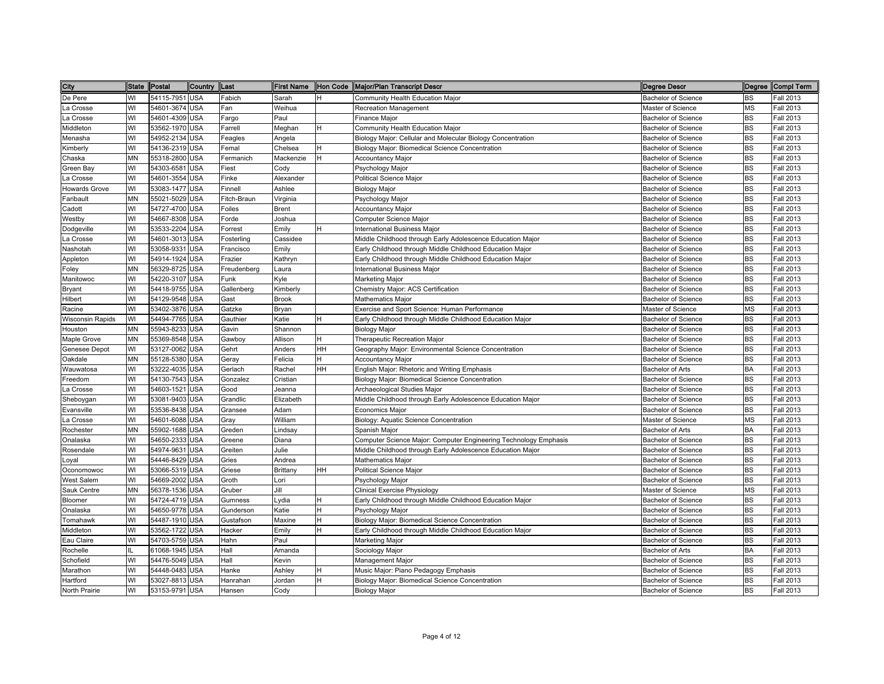| City | State | Postal | Country | Last | First Name | Hon Code | Major/Plan Transcript Descr | Degree Descr | Degree | Compl Term |
|---|---|---|---|---|---|---|---|---|---|---|
| De Pere | WI | 54115-7951 | USA | Fabich | Sarah | H | Community Health Education Major | Bachelor of Science | BS | Fall 2013 |
| La Crosse | WI | 54601-3674 | USA | Fan | Weihua | | Recreation Management | Master of Science | MS | Fall 2013 |
| La Crosse | WI | 54601-4309 | USA | Fargo | Paul | | Finance Major | Bachelor of Science | BS | Fall 2013 |
| Middleton | WI | 53562-1970 | USA | Farrell | Meghan | H | Community Health Education Major | Bachelor of Science | BS | Fall 2013 |
| Menasha | WI | 54952-2134 | USA | Feagles | Angela | | Biology Major: Cellular and Molecular Biology Concentration | Bachelor of Science | BS | Fall 2013 |
| Kimberly | WI | 54136-2319 | USA | Femal | Chelsea | H | Biology Major: Biomedical Science Concentration | Bachelor of Science | BS | Fall 2013 |
| Chaska | MN | 55318-2800 | USA | Fermanich | Mackenzie | H | Accountancy Major | Bachelor of Science | BS | Fall 2013 |
| Green Bay | WI | 54303-6581 | USA | Fiest | Cody | | Psychology Major | Bachelor of Science | BS | Fall 2013 |
| La Crosse | WI | 54601-3554 | USA | Finke | Alexander | | Political Science Major | Bachelor of Science | BS | Fall 2013 |
| Howards Grove | WI | 53083-1477 | USA | Finnell | Ashlee | | Biology Major | Bachelor of Science | BS | Fall 2013 |
| Faribault | MN | 55021-5029 | USA | Fitch-Braun | Virginia | | Psychology Major | Bachelor of Science | BS | Fall 2013 |
| Cadott | WI | 54727-4700 | USA | Foiles | Brent | | Accountancy Major | Bachelor of Science | BS | Fall 2013 |
| Westby | WI | 54667-8308 | USA | Forde | Joshua | | Computer Science Major | Bachelor of Science | BS | Fall 2013 |
| Dodgeville | WI | 53533-2204 | USA | Forrest | Emily | H | International Business Major | Bachelor of Science | BS | Fall 2013 |
| La Crosse | WI | 54601-3013 | USA | Fosterling | Cassidee | | Middle Childhood through Early Adolescence Education Major | Bachelor of Science | BS | Fall 2013 |
| Nashotah | WI | 53058-9331 | USA | Francisco | Emily | | Early Childhood through Middle Childhood Education Major | Bachelor of Science | BS | Fall 2013 |
| Appleton | WI | 54914-1924 | USA | Frazier | Kathryn | | Early Childhood through Middle Childhood Education Major | Bachelor of Science | BS | Fall 2013 |
| Foley | MN | 56329-8725 | USA | Freudenberg | Laura | | International Business Major | Bachelor of Science | BS | Fall 2013 |
| Manitowoc | WI | 54220-3107 | USA | Funk | Kyle | | Marketing Major | Bachelor of Science | BS | Fall 2013 |
| Bryant | WI | 54418-9755 | USA | Gallenberg | Kimberly | | Chemistry Major: ACS Certification | Bachelor of Science | BS | Fall 2013 |
| Hilbert | WI | 54129-9548 | USA | Gast | Brook | | Mathematics Major | Bachelor of Science | BS | Fall 2013 |
| Racine | WI | 53402-3876 | USA | Gatzke | Bryan | | Exercise and Sport Science: Human Performance | Master of Science | MS | Fall 2013 |
| Wisconsin Rapids | WI | 54494-7765 | USA | Gauthier | Katie | H | Early Childhood through Middle Childhood Education Major | Bachelor of Science | BS | Fall 2013 |
| Houston | MN | 55943-8233 | USA | Gavin | Shannon | | Biology Major | Bachelor of Science | BS | Fall 2013 |
| Maple Grove | MN | 55369-8548 | USA | Gawboy | Allison | H | Therapeutic Recreation Major | Bachelor of Science | BS | Fall 2013 |
| Genesee Depot | WI | 53127-0062 | USA | Gehrt | Anders | HH | Geography Major: Environmental Science Concentration | Bachelor of Science | BS | Fall 2013 |
| Oakdale | MN | 55128-5380 | USA | Geray | Felicia | H | Accountancy Major | Bachelor of Science | BS | Fall 2013 |
| Wauwatosa | WI | 53222-4035 | USA | Gerlach | Rachel | HH | English Major: Rhetoric and Writing Emphasis | Bachelor of Arts | BA | Fall 2013 |
| Freedom | WI | 54130-7543 | USA | Gonzalez | Cristian | | Biology Major: Biomedical Science Concentration | Bachelor of Science | BS | Fall 2013 |
| La Crosse | WI | 54603-1521 | USA | Good | Jeanna | | Archaeological Studies Major | Bachelor of Science | BS | Fall 2013 |
| Sheboygan | WI | 53081-9403 | USA | Grandlic | Elizabeth | | Middle Childhood through Early Adolescence Education Major | Bachelor of Science | BS | Fall 2013 |
| Evansville | WI | 53536-8438 | USA | Gransee | Adam | | Economics Major | Bachelor of Science | BS | Fall 2013 |
| La Crosse | WI | 54601-6088 | USA | Gray | William | | Biology: Aquatic Science Concentration | Master of Science | MS | Fall 2013 |
| Rochester | MN | 55902-1688 | USA | Greden | Lindsay | | Spanish Major | Bachelor of Arts | BA | Fall 2013 |
| Onalaska | WI | 54650-2333 | USA | Greene | Diana | | Computer Science Major: Computer Engineering Technology Emphasis | Bachelor of Science | BS | Fall 2013 |
| Rosendale | WI | 54974-9631 | USA | Greiten | Julie | | Middle Childhood through Early Adolescence Education Major | Bachelor of Science | BS | Fall 2013 |
| Loyal | WI | 54446-8429 | USA | Gries | Andrea | | Mathematics Major | Bachelor of Science | BS | Fall 2013 |
| Oconomowoc | WI | 53066-5319 | USA | Griese | Brittany | HH | Political Science Major | Bachelor of Science | BS | Fall 2013 |
| West Salem | WI | 54669-2002 | USA | Groth | Lori | | Psychology Major | Bachelor of Science | BS | Fall 2013 |
| Sauk Centre | MN | 56378-1536 | USA | Gruber | Jill | | Clinical Exercise Physiology | Master of Science | MS | Fall 2013 |
| Bloomer | WI | 54724-4719 | USA | Gumness | Lydia | H | Early Childhood through Middle Childhood Education Major | Bachelor of Science | BS | Fall 2013 |
| Onalaska | WI | 54650-9778 | USA | Gunderson | Katie | H | Psychology Major | Bachelor of Science | BS | Fall 2013 |
| Tomahawk | WI | 54487-1910 | USA | Gustafson | Maxine | H | Biology Major: Biomedical Science Concentration | Bachelor of Science | BS | Fall 2013 |
| Middleton | WI | 53562-1722 | USA | Hacker | Emily | H | Early Childhood through Middle Childhood Education Major | Bachelor of Science | BS | Fall 2013 |
| Eau Claire | WI | 54703-5759 | USA | Hahn | Paul | | Marketing Major | Bachelor of Science | BS | Fall 2013 |
| Rochelle | IL | 61068-1945 | USA | Hall | Amanda | | Sociology Major | Bachelor of Arts | BA | Fall 2013 |
| Schofield | WI | 54476-5049 | USA | Hall | Kevin | | Management Major | Bachelor of Science | BS | Fall 2013 |
| Marathon | WI | 54448-0483 | USA | Hanke | Ashley | H | Music Major: Piano Pedagogy Emphasis | Bachelor of Science | BS | Fall 2013 |
| Hartford | WI | 53027-8813 | USA | Hanrahan | Jordan | H | Biology Major: Biomedical Science Concentration | Bachelor of Science | BS | Fall 2013 |
| North Prairie | WI | 53153-9791 | USA | Hansen | Cody | | Biology Major | Bachelor of Science | BS | Fall 2013 |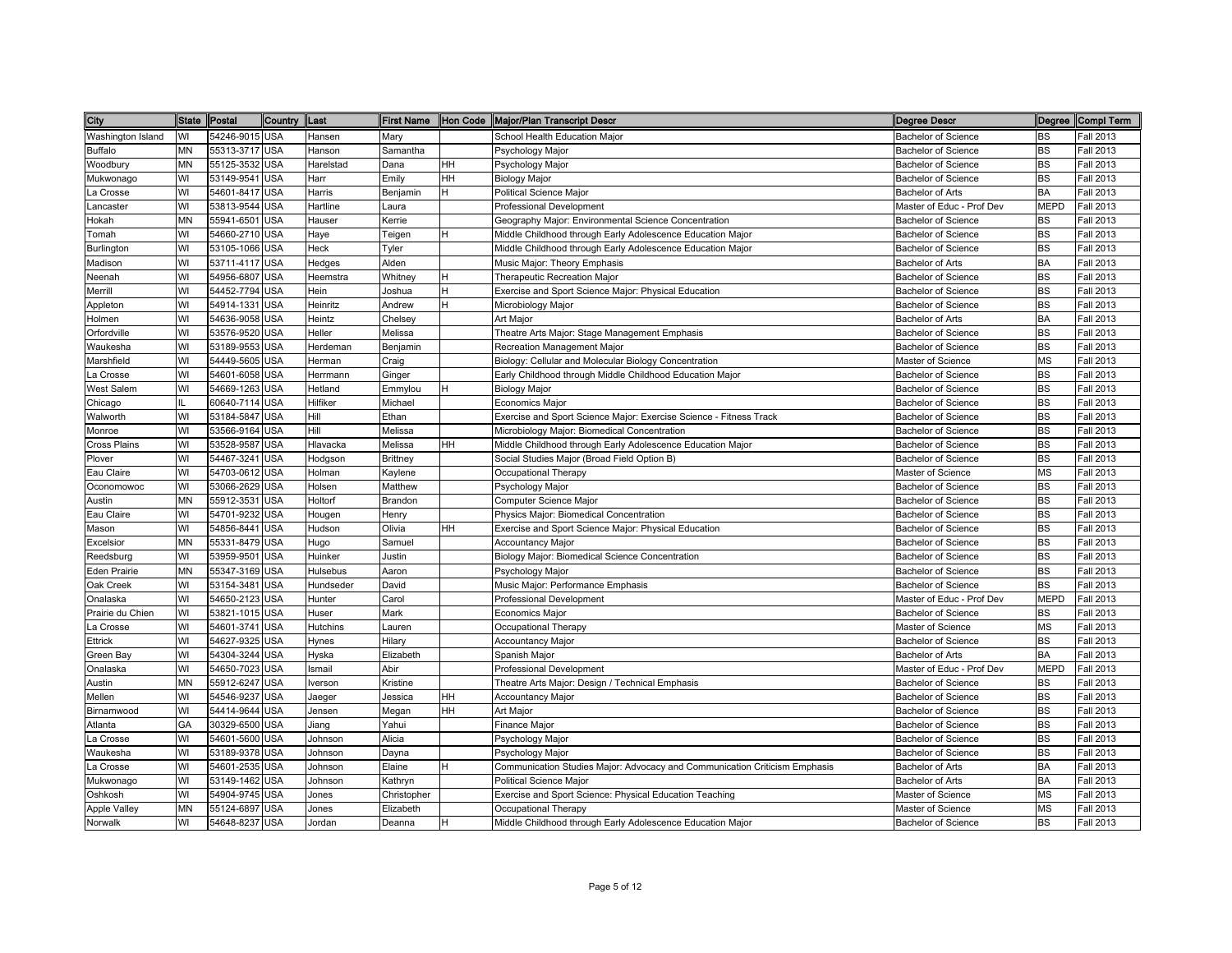| City | State | Postal | Country | Last | First Name | Hon Code | Major/Plan Transcript Descr | Degree Descr | Degree | Compl Term |
|---|---|---|---|---|---|---|---|---|---|---|
| Washington Island | WI | 54246-9015 | USA | Hansen | Mary | | School Health Education Major | Bachelor of Science | BS | Fall 2013 |
| Buffalo | MN | 55313-3717 | USA | Hanson | Samantha | | Psychology Major | Bachelor of Science | BS | Fall 2013 |
| Woodbury | MN | 55125-3532 | USA | Harelstad | Dana | HH | Psychology Major | Bachelor of Science | BS | Fall 2013 |
| Mukwonago | WI | 53149-9541 | USA | Harr | Emily | HH | Biology Major | Bachelor of Science | BS | Fall 2013 |
| La Crosse | WI | 54601-8417 | USA | Harris | Benjamin | H | Political Science Major | Bachelor of Arts | BA | Fall 2013 |
| Lancaster | WI | 53813-9544 | USA | Hartline | Laura | | Professional Development | Master of Educ - Prof Dev | MEPD | Fall 2013 |
| Hokah | MN | 55941-6501 | USA | Hauser | Kerrie | | Geography Major: Environmental Science Concentration | Bachelor of Science | BS | Fall 2013 |
| Tomah | WI | 54660-2710 | USA | Haye | Teigen | H | Middle Childhood through Early Adolescence Education Major | Bachelor of Science | BS | Fall 2013 |
| Burlington | WI | 53105-1066 | USA | Heck | Tyler | | Middle Childhood through Early Adolescence Education Major | Bachelor of Science | BS | Fall 2013 |
| Madison | WI | 53711-4117 | USA | Hedges | Alden | | Music Major: Theory Emphasis | Bachelor of Arts | BA | Fall 2013 |
| Neenah | WI | 54956-6807 | USA | Heemstra | Whitney | H | Therapeutic Recreation Major | Bachelor of Science | BS | Fall 2013 |
| Merrill | WI | 54452-7794 | USA | Hein | Joshua | H | Exercise and Sport Science Major: Physical Education | Bachelor of Science | BS | Fall 2013 |
| Appleton | WI | 54914-1331 | USA | Heinritz | Andrew | H | Microbiology Major | Bachelor of Science | BS | Fall 2013 |
| Holmen | WI | 54636-9058 | USA | Heintz | Chelsey | | Art Major | Bachelor of Arts | BA | Fall 2013 |
| Orfordville | WI | 53576-9520 | USA | Heller | Melissa | | Theatre Arts Major: Stage Management Emphasis | Bachelor of Science | BS | Fall 2013 |
| Waukesha | WI | 53189-9553 | USA | Herdeman | Benjamin | | Recreation Management Major | Bachelor of Science | BS | Fall 2013 |
| Marshfield | WI | 54449-5605 | USA | Herman | Craig | | Biology: Cellular and Molecular Biology Concentration | Master of Science | MS | Fall 2013 |
| La Crosse | WI | 54601-6058 | USA | Herrmann | Ginger | | Early Childhood through Middle Childhood Education Major | Bachelor of Science | BS | Fall 2013 |
| West Salem | WI | 54669-1263 | USA | Hetland | Emmylou | H | Biology Major | Bachelor of Science | BS | Fall 2013 |
| Chicago | IL | 60640-7114 | USA | Hilfiker | Michael | | Economics Major | Bachelor of Science | BS | Fall 2013 |
| Walworth | WI | 53184-5847 | USA | Hill | Ethan | | Exercise and Sport Science Major: Exercise Science - Fitness Track | Bachelor of Science | BS | Fall 2013 |
| Monroe | WI | 53566-9164 | USA | Hill | Melissa | | Microbiology Major: Biomedical Concentration | Bachelor of Science | BS | Fall 2013 |
| Cross Plains | WI | 53528-9587 | USA | Hlavacka | Melissa | HH | Middle Childhood through Early Adolescence Education Major | Bachelor of Science | BS | Fall 2013 |
| Plover | WI | 54467-3241 | USA | Hodgson | Brittney | | Social Studies Major (Broad Field Option B) | Bachelor of Science | BS | Fall 2013 |
| Eau Claire | WI | 54703-0612 | USA | Holman | Kaylene | | Occupational Therapy | Master of Science | MS | Fall 2013 |
| Oconomowoc | WI | 53066-2629 | USA | Holsen | Matthew | | Psychology Major | Bachelor of Science | BS | Fall 2013 |
| Austin | MN | 55912-3531 | USA | Holtorf | Brandon | | Computer Science Major | Bachelor of Science | BS | Fall 2013 |
| Eau Claire | WI | 54701-9232 | USA | Hougen | Henry | | Physics Major: Biomedical Concentration | Bachelor of Science | BS | Fall 2013 |
| Mason | WI | 54856-8441 | USA | Hudson | Olivia | HH | Exercise and Sport Science Major: Physical Education | Bachelor of Science | BS | Fall 2013 |
| Excelsior | MN | 55331-8479 | USA | Hugo | Samuel | | Accountancy Major | Bachelor of Science | BS | Fall 2013 |
| Reedsburg | WI | 53959-9501 | USA | Huinker | Justin | | Biology Major: Biomedical Science Concentration | Bachelor of Science | BS | Fall 2013 |
| Eden Prairie | MN | 55347-3169 | USA | Hulsebus | Aaron | | Psychology Major | Bachelor of Science | BS | Fall 2013 |
| Oak Creek | WI | 53154-3481 | USA | Hundseder | David | | Music Major: Performance Emphasis | Bachelor of Science | BS | Fall 2013 |
| Onalaska | WI | 54650-2123 | USA | Hunter | Carol | | Professional Development | Master of Educ - Prof Dev | MEPD | Fall 2013 |
| Prairie du Chien | WI | 53821-1015 | USA | Huser | Mark | | Economics Major | Bachelor of Science | BS | Fall 2013 |
| La Crosse | WI | 54601-3741 | USA | Hutchins | Lauren | | Occupational Therapy | Master of Science | MS | Fall 2013 |
| Ettrick | WI | 54627-9325 | USA | Hynes | Hilary | | Accountancy Major | Bachelor of Science | BS | Fall 2013 |
| Green Bay | WI | 54304-3244 | USA | Hyska | Elizabeth | | Spanish Major | Bachelor of Arts | BA | Fall 2013 |
| Onalaska | WI | 54650-7023 | USA | Ismail | Abir | | Professional Development | Master of Educ - Prof Dev | MEPD | Fall 2013 |
| Austin | MN | 55912-6247 | USA | Iverson | Kristine | | Theatre Arts Major: Design / Technical Emphasis | Bachelor of Science | BS | Fall 2013 |
| Mellen | WI | 54546-9237 | USA | Jaeger | Jessica | HH | Accountancy Major | Bachelor of Science | BS | Fall 2013 |
| Birnamwood | WI | 54414-9644 | USA | Jensen | Megan | HH | Art Major | Bachelor of Science | BS | Fall 2013 |
| Atlanta | GA | 30329-6500 | USA | Jiang | Yahui | | Finance Major | Bachelor of Science | BS | Fall 2013 |
| La Crosse | WI | 54601-5600 | USA | Johnson | Alicia | | Psychology Major | Bachelor of Science | BS | Fall 2013 |
| Waukesha | WI | 53189-9378 | USA | Johnson | Dayna | | Psychology Major | Bachelor of Science | BS | Fall 2013 |
| La Crosse | WI | 54601-2535 | USA | Johnson | Elaine | H | Communication Studies Major: Advocacy and Communication Criticism Emphasis | Bachelor of Arts | BA | Fall 2013 |
| Mukwonago | WI | 53149-1462 | USA | Johnson | Kathryn | | Political Science Major | Bachelor of Arts | BA | Fall 2013 |
| Oshkosh | WI | 54904-9745 | USA | Jones | Christopher | | Exercise and Sport Science: Physical Education Teaching | Master of Science | MS | Fall 2013 |
| Apple Valley | MN | 55124-6897 | USA | Jones | Elizabeth | | Occupational Therapy | Master of Science | MS | Fall 2013 |
| Norwalk | WI | 54648-8237 | USA | Jordan | Deanna | H | Middle Childhood through Early Adolescence Education Major | Bachelor of Science | BS | Fall 2013 |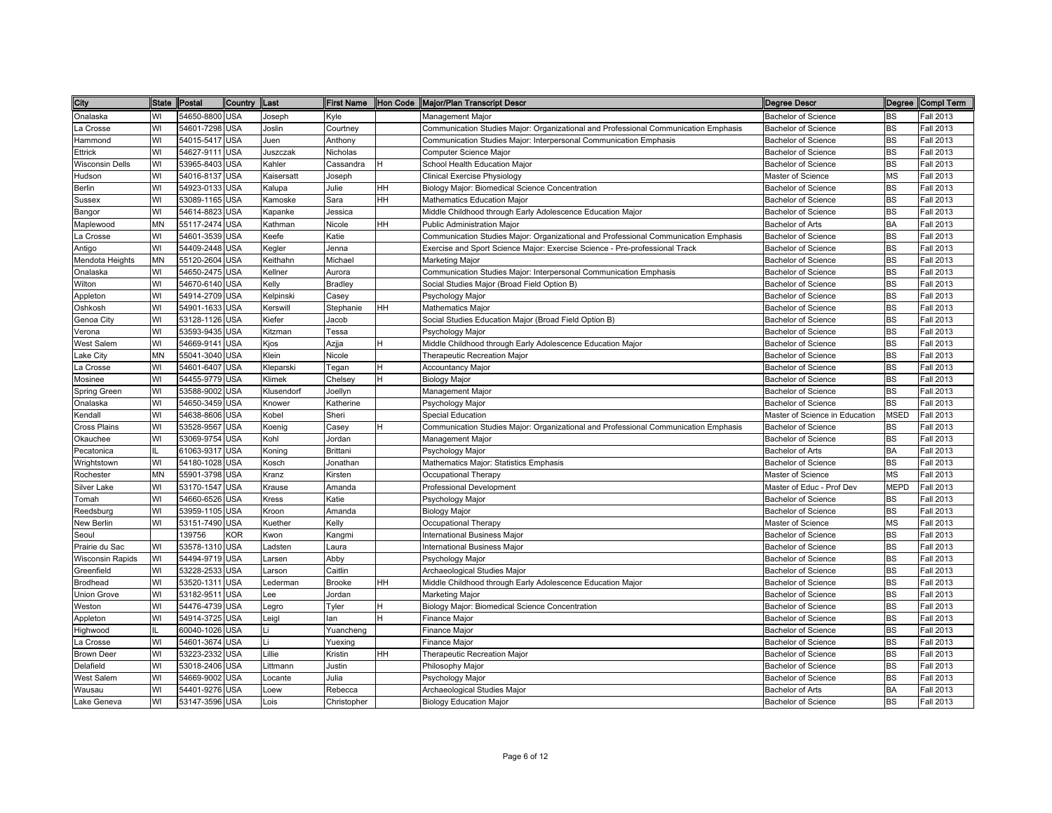| City | State | Postal | Country | Last | First Name | Hon Code | Major/Plan Transcript Descr | Degree Descr | Degree | Compl Term |
|---|---|---|---|---|---|---|---|---|---|---|
| Onalaska | WI | 54650-8800 | USA | Joseph | Kyle | | Management Major | Bachelor of Science | BS | Fall 2013 |
| La Crosse | WI | 54601-7298 | USA | Joslin | Courtney | | Communication Studies Major: Organizational and Professional Communication Emphasis | Bachelor of Science | BS | Fall 2013 |
| Hammond | WI | 54015-5417 | USA | Juen | Anthony | | Communication Studies Major: Interpersonal Communication Emphasis | Bachelor of Science | BS | Fall 2013 |
| Ettrick | WI | 54627-9111 | USA | Juszczak | Nicholas | | Computer Science Major | Bachelor of Science | BS | Fall 2013 |
| Wisconsin Dells | WI | 53965-8403 | USA | Kahler | Cassandra | H | School Health Education Major | Bachelor of Science | BS | Fall 2013 |
| Hudson | WI | 54016-8137 | USA | Kaisersatt | Joseph | | Clinical Exercise Physiology | Master of Science | MS | Fall 2013 |
| Berlin | WI | 54923-0133 | USA | Kalupa | Julie | HH | Biology Major: Biomedical Science Concentration | Bachelor of Science | BS | Fall 2013 |
| Sussex | WI | 53089-1165 | USA | Kamoske | Sara | HH | Mathematics Education Major | Bachelor of Science | BS | Fall 2013 |
| Bangor | WI | 54614-8823 | USA | Kapanke | Jessica | | Middle Childhood through Early Adolescence Education Major | Bachelor of Science | BS | Fall 2013 |
| Maplewood | MN | 55117-2474 | USA | Kathman | Nicole | HH | Public Administration Major | Bachelor of Arts | BA | Fall 2013 |
| La Crosse | WI | 54601-3539 | USA | Keefe | Katie | | Communication Studies Major: Organizational and Professional Communication Emphasis | Bachelor of Science | BS | Fall 2013 |
| Antigo | WI | 54409-2448 | USA | Kegler | Jenna | | Exercise and Sport Science Major: Exercise Science - Pre-professional Track | Bachelor of Science | BS | Fall 2013 |
| Mendota Heights | MN | 55120-2604 | USA | Keithahn | Michael | | Marketing Major | Bachelor of Science | BS | Fall 2013 |
| Onalaska | WI | 54650-2475 | USA | Kellner | Aurora | | Communication Studies Major: Interpersonal Communication Emphasis | Bachelor of Science | BS | Fall 2013 |
| Wilton | WI | 54670-6140 | USA | Kelly | Bradley | | Social Studies Major (Broad Field Option B) | Bachelor of Science | BS | Fall 2013 |
| Appleton | WI | 54914-2709 | USA | Kelpinski | Casey | | Psychology Major | Bachelor of Science | BS | Fall 2013 |
| Oshkosh | WI | 54901-1633 | USA | Kerswill | Stephanie | HH | Mathematics Major | Bachelor of Science | BS | Fall 2013 |
| Genoa City | WI | 53128-1126 | USA | Kiefer | Jacob | | Social Studies Education Major (Broad Field Option B) | Bachelor of Science | BS | Fall 2013 |
| Verona | WI | 53593-9435 | USA | Kitzman | Tessa | | Psychology Major | Bachelor of Science | BS | Fall 2013 |
| West Salem | WI | 54669-9141 | USA | Kjos | Azjja | H | Middle Childhood through Early Adolescence Education Major | Bachelor of Science | BS | Fall 2013 |
| Lake City | MN | 55041-3040 | USA | Klein | Nicole | | Therapeutic Recreation Major | Bachelor of Science | BS | Fall 2013 |
| La Crosse | WI | 54601-6407 | USA | Kleparski | Tegan | H | Accountancy Major | Bachelor of Science | BS | Fall 2013 |
| Mosinee | WI | 54455-9779 | USA | Klimek | Chelsey | H | Biology Major | Bachelor of Science | BS | Fall 2013 |
| Spring Green | WI | 53588-9002 | USA | Klusendorf | Joellyn | | Management Major | Bachelor of Science | BS | Fall 2013 |
| Onalaska | WI | 54650-3459 | USA | Knower | Katherine | | Psychology Major | Bachelor of Science | BS | Fall 2013 |
| Kendall | WI | 54638-8606 | USA | Kobel | Sheri | | Special Education | Master of Science in Education | MSED | Fall 2013 |
| Cross Plains | WI | 53528-9567 | USA | Koenig | Casey | H | Communication Studies Major: Organizational and Professional Communication Emphasis | Bachelor of Science | BS | Fall 2013 |
| Okauchee | WI | 53069-9754 | USA | Kohl | Jordan | | Management Major | Bachelor of Science | BS | Fall 2013 |
| Pecatonica | IL | 61063-9317 | USA | Koning | Brittani | | Psychology Major | Bachelor of Arts | BA | Fall 2013 |
| Wrightstown | WI | 54180-1028 | USA | Kosch | Jonathan | | Mathematics Major: Statistics Emphasis | Bachelor of Science | BS | Fall 2013 |
| Rochester | MN | 55901-3798 | USA | Kranz | Kirsten | | Occupational Therapy | Master of Science | MS | Fall 2013 |
| Silver Lake | WI | 53170-1547 | USA | Krause | Amanda | | Professional Development | Master of Educ - Prof Dev | MEPD | Fall 2013 |
| Tomah | WI | 54660-6526 | USA | Kress | Katie | | Psychology Major | Bachelor of Science | BS | Fall 2013 |
| Reedsburg | WI | 53959-1105 | USA | Kroon | Amanda | | Biology Major | Bachelor of Science | BS | Fall 2013 |
| New Berlin | WI | 53151-7490 | USA | Kuether | Kelly | | Occupational Therapy | Master of Science | MS | Fall 2013 |
| Seoul | | 139756 | KOR | Kwon | Kangmi | | International Business Major | Bachelor of Science | BS | Fall 2013 |
| Prairie du Sac | WI | 53578-1310 | USA | Ladsten | Laura | | International Business Major | Bachelor of Science | BS | Fall 2013 |
| Wisconsin Rapids | WI | 54494-9719 | USA | Larsen | Abby | | Psychology Major | Bachelor of Science | BS | Fall 2013 |
| Greenfield | WI | 53228-2533 | USA | Larson | Caitlin | | Archaeological Studies Major | Bachelor of Science | BS | Fall 2013 |
| Brodhead | WI | 53520-1311 | USA | Lederman | Brooke | HH | Middle Childhood through Early Adolescence Education Major | Bachelor of Science | BS | Fall 2013 |
| Union Grove | WI | 53182-9511 | USA | Lee | Jordan | | Marketing Major | Bachelor of Science | BS | Fall 2013 |
| Weston | WI | 54476-4739 | USA | Legro | Tyler | H | Biology Major: Biomedical Science Concentration | Bachelor of Science | BS | Fall 2013 |
| Appleton | WI | 54914-3725 | USA | Leigl | Ian | H | Finance Major | Bachelor of Science | BS | Fall 2013 |
| Highwood | IL | 60040-1026 | USA | Li | Yuancheng | | Finance Major | Bachelor of Science | BS | Fall 2013 |
| La Crosse | WI | 54601-3674 | USA | Li | Yuexing | | Finance Major | Bachelor of Science | BS | Fall 2013 |
| Brown Deer | WI | 53223-2332 | USA | Lillie | Kristin | HH | Therapeutic Recreation Major | Bachelor of Science | BS | Fall 2013 |
| Delafield | WI | 53018-2406 | USA | Littmann | Justin | | Philosophy Major | Bachelor of Science | BS | Fall 2013 |
| West Salem | WI | 54669-9002 | USA | Locante | Julia | | Psychology Major | Bachelor of Science | BS | Fall 2013 |
| Wausau | WI | 54401-9276 | USA | Loew | Rebecca | | Archaeological Studies Major | Bachelor of Arts | BA | Fall 2013 |
| Lake Geneva | WI | 53147-3596 | USA | Lois | Christopher | | Biology Education Major | Bachelor of Science | BS | Fall 2013 |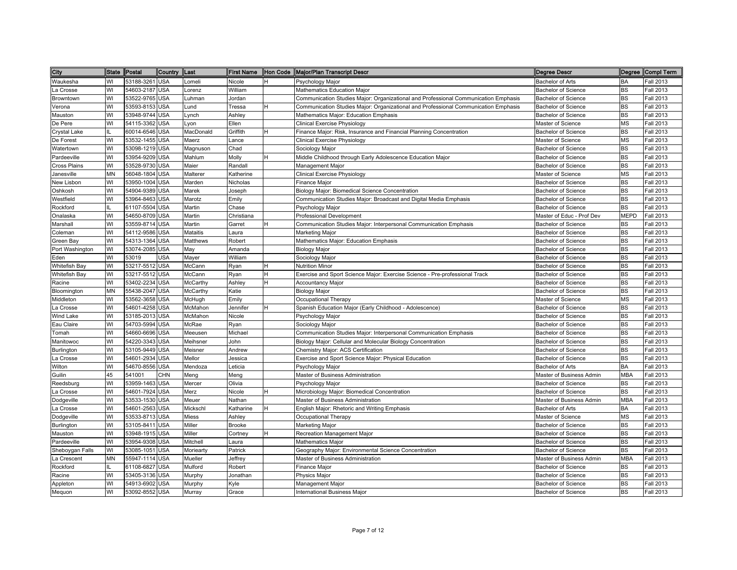| City | State | Postal | Country | Last | First Name | Hon Code | Major/Plan Transcript Descr | Degree Descr | Degree | Compl Term |
|---|---|---|---|---|---|---|---|---|---|---|
| Waukesha | WI | 53188-3261 | USA | Lomeli | Nicole | H | Psychology Major | Bachelor of Arts | BA | Fall 2013 |
| La Crosse | WI | 54603-2187 | USA | Lorenz | William | | Mathematics Education Major | Bachelor of Science | BS | Fall 2013 |
| Browntown | WI | 53522-9765 | USA | Luhman | Jordan | | Communication Studies Major: Organizational and Professional Communication Emphasis | Bachelor of Science | BS | Fall 2013 |
| Verona | WI | 53593-8153 | USA | Lund | Tressa | H | Communication Studies Major: Organizational and Professional Communication Emphasis | Bachelor of Science | BS | Fall 2013 |
| Mauston | WI | 53948-9744 | USA | Lynch | Ashley | | Mathematics Major: Education Emphasis | Bachelor of Science | BS | Fall 2013 |
| De Pere | WI | 54115-3362 | USA | Lyon | Ellen | | Clinical Exercise Physiology | Master of Science | MS | Fall 2013 |
| Crystal Lake | IL | 60014-6546 | USA | MacDonald | Griffith | H | Finance Major: Risk, Insurance and Financial Planning Concentration | Bachelor of Science | BS | Fall 2013 |
| De Forest | WI | 53532-1455 | USA | Maerz | Lance | | Clinical Exercise Physiology | Master of Science | MS | Fall 2013 |
| Watertown | WI | 53098-1219 | USA | Magnuson | Chad | | Sociology Major | Bachelor of Science | BS | Fall 2013 |
| Pardeeville | WI | 53954-9209 | USA | Mahlum | Molly | H | Middle Childhood through Early Adolescence Education Major | Bachelor of Science | BS | Fall 2013 |
| Cross Plains | WI | 53528-9730 | USA | Maier | Randall | | Management Major | Bachelor of Science | BS | Fall 2013 |
| Janesville | MN | 56048-1804 | USA | Malterer | Katherine | | Clinical Exercise Physiology | Master of Science | MS | Fall 2013 |
| New Lisbon | WI | 53950-1004 | USA | Marden | Nicholas | | Finance Major | Bachelor of Science | BS | Fall 2013 |
| Oshkosh | WI | 54904-9389 | USA | Marek | Joseph | | Biology Major: Biomedical Science Concentration | Bachelor of Science | BS | Fall 2013 |
| Westfield | WI | 53964-8463 | USA | Marotz | Emily | | Communication Studies Major: Broadcast and Digital Media Emphasis | Bachelor of Science | BS | Fall 2013 |
| Rockford | IL | 61107-5504 | USA | Martin | Chase | | Psychology Major | Bachelor of Science | BS | Fall 2013 |
| Onalaska | WI | 54650-8709 | USA | Martin | Christiana | | Professional Development | Master of Educ - Prof Dev | MEPD | Fall 2013 |
| Marshall | WI | 53559-8714 | USA | Martin | Garret | H | Communication Studies Major: Interpersonal Communication Emphasis | Bachelor of Science | BS | Fall 2013 |
| Coleman | WI | 54112-9586 | USA | Mataitis | Laura | | Marketing Major | Bachelor of Science | BS | Fall 2013 |
| Green Bay | WI | 54313-1364 | USA | Matthews | Robert | | Mathematics Major: Education Emphasis | Bachelor of Science | BS | Fall 2013 |
| Port Washington | WI | 53074-2085 | USA | May | Amanda | | Biology Major | Bachelor of Science | BS | Fall 2013 |
| Eden | WI | 53019 | USA | Mayer | William | | Sociology Major | Bachelor of Science | BS | Fall 2013 |
| Whitefish Bay | WI | 53217-5512 | USA | McCann | Ryan | H | Nutrition Minor | Bachelor of Science | BS | Fall 2013 |
| Whitefish Bay | WI | 53217-5512 | USA | McCann | Ryan | H | Exercise and Sport Science Major: Exercise Science - Pre-professional Track | Bachelor of Science | BS | Fall 2013 |
| Racine | WI | 53402-2234 | USA | McCarthy | Ashley | H | Accountancy Major | Bachelor of Science | BS | Fall 2013 |
| Bloomington | MN | 55438-2047 | USA | McCarthy | Katie | | Biology Major | Bachelor of Science | BS | Fall 2013 |
| Middleton | WI | 53562-3658 | USA | McHugh | Emily | | Occupational Therapy | Master of Science | MS | Fall 2013 |
| La Crosse | WI | 54601-4258 | USA | McMahon | Jennifer | H | Spanish Education Major (Early Childhood - Adolescence) | Bachelor of Science | BS | Fall 2013 |
| Wind Lake | WI | 53185-2013 | USA | McMahon | Nicole | | Psychology Major | Bachelor of Science | BS | Fall 2013 |
| Eau Claire | WI | 54703-5994 | USA | McRae | Ryan | | Sociology Major | Bachelor of Science | BS | Fall 2013 |
| Tomah | WI | 54660-6696 | USA | Meeusen | Michael | | Communication Studies Major: Interpersonal Communication Emphasis | Bachelor of Science | BS | Fall 2013 |
| Manitowoc | WI | 54220-3343 | USA | Meihsner | John | | Biology Major: Cellular and Molecular Biology Concentration | Bachelor of Science | BS | Fall 2013 |
| Burlington | WI | 53105-9449 | USA | Meisner | Andrew | | Chemistry Major: ACS Certification | Bachelor of Science | BS | Fall 2013 |
| La Crosse | WI | 54601-2934 | USA | Mellor | Jessica | | Exercise and Sport Science Major: Physical Education | Bachelor of Science | BS | Fall 2013 |
| Wilton | WI | 54670-8556 | USA | Mendoza | Leticia | | Psychology Major | Bachelor of Arts | BA | Fall 2013 |
| Guilin | 45 | 541001 | CHN | Meng | Meng | | Master of Business Administration | Master of Business Admin | MBA | Fall 2013 |
| Reedsburg | WI | 53959-1463 | USA | Mercer | Olivia | | Psychology Major | Bachelor of Science | BS | Fall 2013 |
| La Crosse | WI | 54601-7924 | USA | Merz | Nicole | H | Microbiology Major: Biomedical Concentration | Bachelor of Science | BS | Fall 2013 |
| Dodgeville | WI | 53533-1530 | USA | Meuer | Nathan | | Master of Business Administration | Master of Business Admin | MBA | Fall 2013 |
| La Crosse | WI | 54601-2563 | USA | Mickschl | Katharine | H | English Major: Rhetoric and Writing Emphasis | Bachelor of Arts | BA | Fall 2013 |
| Dodgeville | WI | 53533-8713 | USA | Miess | Ashley | | Occupational Therapy | Master of Science | MS | Fall 2013 |
| Burlington | WI | 53105-8411 | USA | Miller | Brooke | | Marketing Major | Bachelor of Science | BS | Fall 2013 |
| Mauston | WI | 53948-1915 | USA | Miller | Cortney | H | Recreation Management Major | Bachelor of Science | BS | Fall 2013 |
| Pardeeville | WI | 53954-9308 | USA | Mitchell | Laura | | Mathematics Major | Bachelor of Science | BS | Fall 2013 |
| Sheboygan Falls | WI | 53085-1051 | USA | Moriearty | Patrick | | Geography Major: Environmental Science Concentration | Bachelor of Science | BS | Fall 2013 |
| La Crescent | MN | 55947-1114 | USA | Mueller | Jeffrey | | Master of Business Administration | Master of Business Admin | MBA | Fall 2013 |
| Rockford | IL | 61108-6827 | USA | Mulford | Robert | | Finance Major | Bachelor of Science | BS | Fall 2013 |
| Racine | WI | 53405-3136 | USA | Murphy | Jonathan | | Physics Major | Bachelor of Science | BS | Fall 2013 |
| Appleton | WI | 54913-6902 | USA | Murphy | Kyle | | Management Major | Bachelor of Science | BS | Fall 2013 |
| Mequon | WI | 53092-8552 | USA | Murray | Grace | | International Business Major | Bachelor of Science | BS | Fall 2013 |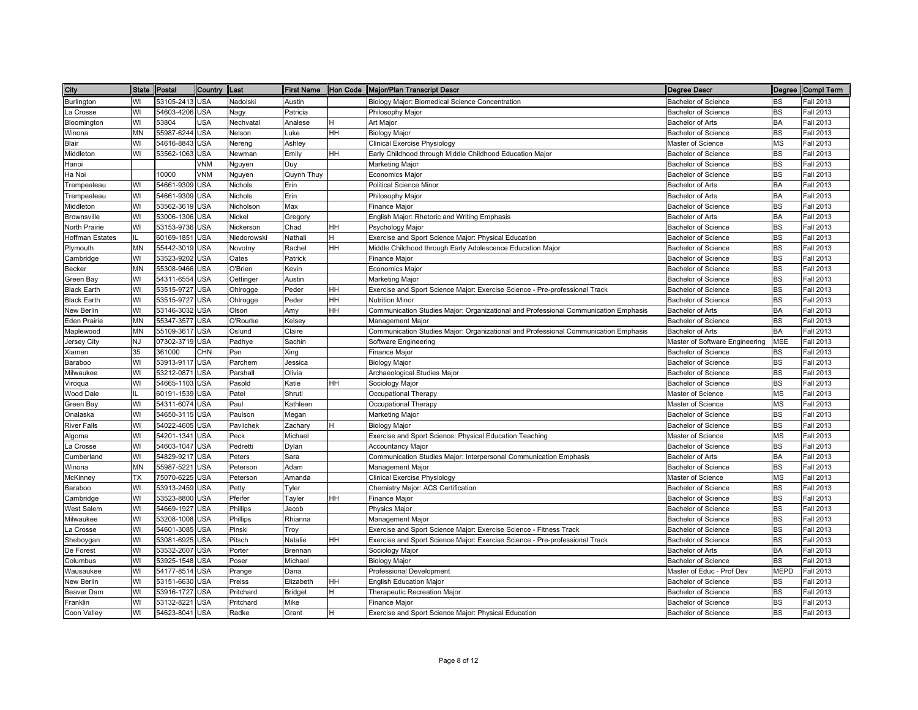| City | State | Postal | Country | Last | First Name | Hon Code | Major/Plan Transcript Descr | Degree Descr | Degree | Compl Term |
|---|---|---|---|---|---|---|---|---|---|---|
| Burlington | WI | 53105-2413 | USA | Nadolski | Austin | | Biology Major: Biomedical Science Concentration | Bachelor of Science | BS | Fall 2013 |
| La Crosse | WI | 54603-4206 | USA | Nagy | Patricia | | Philosophy Major | Bachelor of Science | BS | Fall 2013 |
| Bloomington | WI | 53804 | USA | Nechvatal | Analese | H | Art Major | Bachelor of Arts | BA | Fall 2013 |
| Winona | MN | 55987-6244 | USA | Nelson | Luke | HH | Biology Major | Bachelor of Science | BS | Fall 2013 |
| Blair | WI | 54616-8843 | USA | Nereng | Ashley | | Clinical Exercise Physiology | Master of Science | MS | Fall 2013 |
| Middleton | WI | 53562-1063 | USA | Newman | Emily | HH | Early Childhood through Middle Childhood Education Major | Bachelor of Science | BS | Fall 2013 |
| Hanoi | | | VNM | Nguyen | Duy | | Marketing Major | Bachelor of Science | BS | Fall 2013 |
| Ha Noi | | 10000 | VNM | Nguyen | Quynh Thuy | | Economics Major | Bachelor of Science | BS | Fall 2013 |
| Trempealeau | WI | 54661-9309 | USA | Nichols | Erin | | Political Science Minor | Bachelor of Arts | BA | Fall 2013 |
| Trempealeau | WI | 54661-9309 | USA | Nichols | Erin | | Philosophy Major | Bachelor of Arts | BA | Fall 2013 |
| Middleton | WI | 53562-3619 | USA | Nicholson | Max | | Finance Major | Bachelor of Science | BS | Fall 2013 |
| Brownsville | WI | 53006-1306 | USA | Nickel | Gregory | | English Major: Rhetoric and Writing Emphasis | Bachelor of Arts | BA | Fall 2013 |
| North Prairie | WI | 53153-9736 | USA | Nickerson | Chad | HH | Psychology Major | Bachelor of Science | BS | Fall 2013 |
| Hoffman Estates | IL | 60169-1851 | USA | Niedorowski | Nathali | H | Exercise and Sport Science Major: Physical Education | Bachelor of Science | BS | Fall 2013 |
| Plymouth | MN | 55442-3019 | USA | Novotny | Rachel | HH | Middle Childhood through Early Adolescence Education Major | Bachelor of Science | BS | Fall 2013 |
| Cambridge | WI | 53523-9202 | USA | Oates | Patrick | | Finance Major | Bachelor of Science | BS | Fall 2013 |
| Becker | MN | 55308-9466 | USA | O'Brien | Kevin | | Economics Major | Bachelor of Science | BS | Fall 2013 |
| Green Bay | WI | 54311-6554 | USA | Oettinger | Austin | | Marketing Major | Bachelor of Science | BS | Fall 2013 |
| Black Earth | WI | 53515-9727 | USA | Ohlrogge | Peder | HH | Exercise and Sport Science Major: Exercise Science - Pre-professional Track | Bachelor of Science | BS | Fall 2013 |
| Black Earth | WI | 53515-9727 | USA | Ohlrogge | Peder | HH | Nutrition Minor | Bachelor of Science | BS | Fall 2013 |
| New Berlin | WI | 53146-3032 | USA | Olson | Amy | HH | Communication Studies Major: Organizational and Professional Communication Emphasis | Bachelor of Arts | BA | Fall 2013 |
| Eden Prairie | MN | 55347-3577 | USA | O'Rourke | Kelsey | | Management Major | Bachelor of Science | BS | Fall 2013 |
| Maplewood | MN | 55109-3617 | USA | Oslund | Claire | | Communication Studies Major: Organizational and Professional Communication Emphasis | Bachelor of Arts | BA | Fall 2013 |
| Jersey City | NJ | 07302-3719 | USA | Padhye | Sachin | | Software Engineering | Master of Software Engineering | MSE | Fall 2013 |
| Xiamen | 35 | 361000 | CHN | Pan | Xing | | Finance Major | Bachelor of Science | BS | Fall 2013 |
| Baraboo | WI | 53913-9117 | USA | Parchem | Jessica | | Biology Major | Bachelor of Science | BS | Fall 2013 |
| Milwaukee | WI | 53212-0871 | USA | Parshall | Olivia | | Archaeological Studies Major | Bachelor of Science | BS | Fall 2013 |
| Viroqua | WI | 54665-1103 | USA | Pasold | Katie | HH | Sociology Major | Bachelor of Science | BS | Fall 2013 |
| Wood Dale | IL | 60191-1539 | USA | Patel | Shruti | | Occupational Therapy | Master of Science | MS | Fall 2013 |
| Green Bay | WI | 54311-6074 | USA | Paul | Kathleen | | Occupational Therapy | Master of Science | MS | Fall 2013 |
| Onalaska | WI | 54650-3115 | USA | Paulson | Megan | | Marketing Major | Bachelor of Science | BS | Fall 2013 |
| River Falls | WI | 54022-4605 | USA | Pavlichek | Zachary | H | Biology Major | Bachelor of Science | BS | Fall 2013 |
| Algoma | WI | 54201-1341 | USA | Peck | Michael | | Exercise and Sport Science: Physical Education Teaching | Master of Science | MS | Fall 2013 |
| La Crosse | WI | 54603-1047 | USA | Pedretti | Dylan | | Accountancy Major | Bachelor of Science | BS | Fall 2013 |
| Cumberland | WI | 54829-9217 | USA | Peters | Sara | | Communication Studies Major: Interpersonal Communication Emphasis | Bachelor of Arts | BA | Fall 2013 |
| Winona | MN | 55987-5221 | USA | Peterson | Adam | | Management Major | Bachelor of Science | BS | Fall 2013 |
| McKinney | TX | 75070-6225 | USA | Peterson | Amanda | | Clinical Exercise Physiology | Master of Science | MS | Fall 2013 |
| Baraboo | WI | 53913-2459 | USA | Petty | Tyler | | Chemistry Major: ACS Certification | Bachelor of Science | BS | Fall 2013 |
| Cambridge | WI | 53523-8800 | USA | Pfeifer | Tayler | HH | Finance Major | Bachelor of Science | BS | Fall 2013 |
| West Salem | WI | 54669-1927 | USA | Phillips | Jacob | | Physics Major | Bachelor of Science | BS | Fall 2013 |
| Milwaukee | WI | 53208-1008 | USA | Phillips | Rhianna | | Management Major | Bachelor of Science | BS | Fall 2013 |
| La Crosse | WI | 54601-3085 | USA | Pinski | Troy | | Exercise and Sport Science Major: Exercise Science - Fitness Track | Bachelor of Science | BS | Fall 2013 |
| Sheboygan | WI | 53081-6925 | USA | Pitsch | Natalie | HH | Exercise and Sport Science Major: Exercise Science - Pre-professional Track | Bachelor of Science | BS | Fall 2013 |
| De Forest | WI | 53532-2607 | USA | Porter | Brennan | | Sociology Major | Bachelor of Arts | BA | Fall 2013 |
| Columbus | WI | 53925-1548 | USA | Poser | Michael | | Biology Major | Bachelor of Science | BS | Fall 2013 |
| Wausaukee | WI | 54177-8514 | USA | Prange | Dana | | Professional Development | Master of Educ - Prof Dev | MEPD | Fall 2013 |
| New Berlin | WI | 53151-6630 | USA | Preiss | Elizabeth | HH | English Education Major | Bachelor of Science | BS | Fall 2013 |
| Beaver Dam | WI | 53916-1727 | USA | Pritchard | Bridget | H | Therapeutic Recreation Major | Bachelor of Science | BS | Fall 2013 |
| Franklin | WI | 53132-8221 | USA | Pritchard | Mike | | Finance Major | Bachelor of Science | BS | Fall 2013 |
| Coon Valley | WI | 54623-8041 | USA | Radke | Grant | H | Exercise and Sport Science Major: Physical Education | Bachelor of Science | BS | Fall 2013 |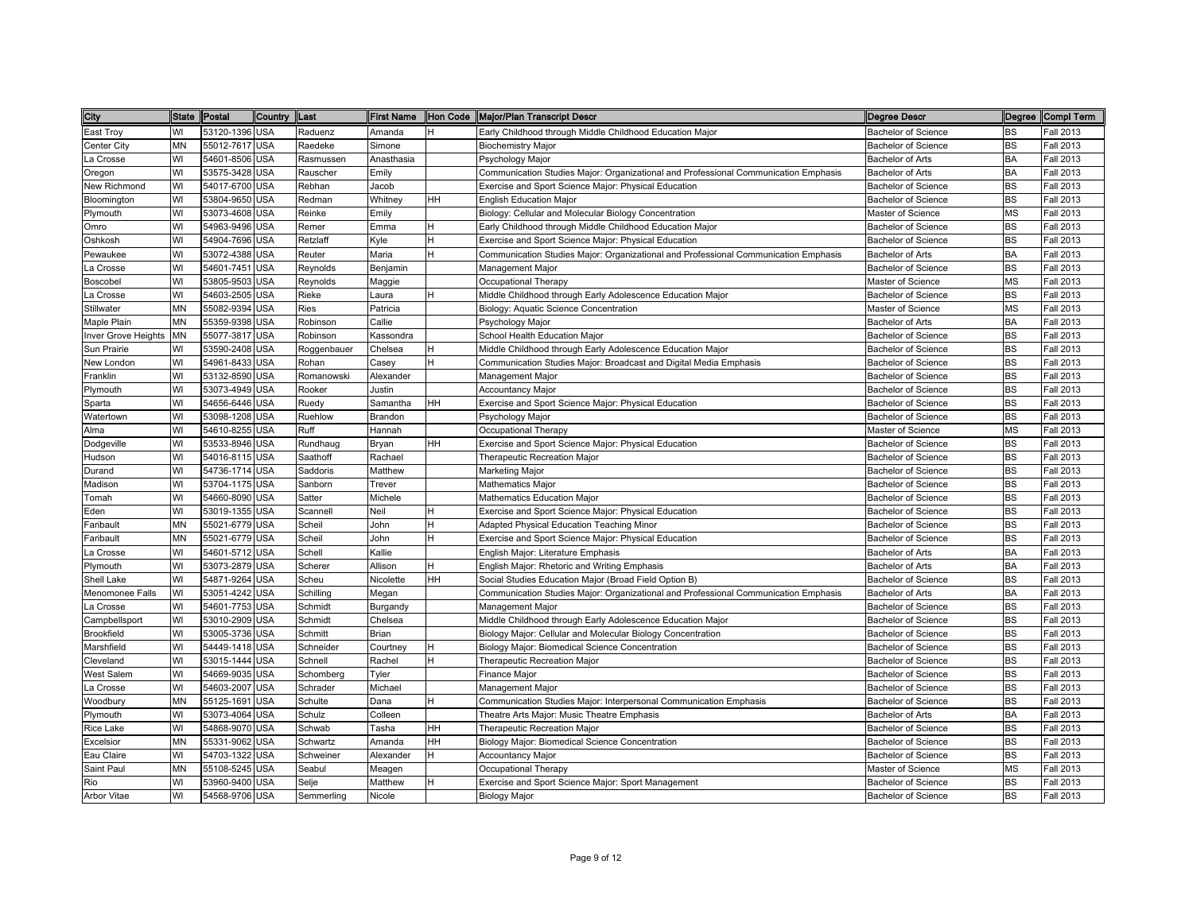| City | State | Postal | Country | Last | First Name | Hon Code | Major/Plan Transcript Descr | Degree Descr | Degree | Compl Term |
|---|---|---|---|---|---|---|---|---|---|---|
| East Troy | WI | 53120-1396 | USA | Raduenz | Amanda | H | Early Childhood through Middle Childhood Education Major | Bachelor of Science | BS | Fall 2013 |
| Center City | MN | 55012-7617 | USA | Raedeke | Simone | | Biochemistry Major | Bachelor of Science | BS | Fall 2013 |
| La Crosse | WI | 54601-8506 | USA | Rasmussen | Anasthasia | | Psychology Major | Bachelor of Arts | BA | Fall 2013 |
| Oregon | WI | 53575-3428 | USA | Rauscher | Emily | | Communication Studies Major: Organizational and Professional Communication Emphasis | Bachelor of Arts | BA | Fall 2013 |
| New Richmond | WI | 54017-6700 | USA | Rebhan | Jacob | | Exercise and Sport Science Major: Physical Education | Bachelor of Science | BS | Fall 2013 |
| Bloomington | WI | 53804-9650 | USA | Redman | Whitney | HH | English Education Major | Bachelor of Science | BS | Fall 2013 |
| Plymouth | WI | 53073-4608 | USA | Reinke | Emily | | Biology: Cellular and Molecular Biology Concentration | Master of Science | MS | Fall 2013 |
| Omro | WI | 54963-9496 | USA | Remer | Emma | H | Early Childhood through Middle Childhood Education Major | Bachelor of Science | BS | Fall 2013 |
| Oshkosh | WI | 54904-7696 | USA | Retzlaff | Kyle | H | Exercise and Sport Science Major: Physical Education | Bachelor of Science | BS | Fall 2013 |
| Pewaukee | WI | 53072-4388 | USA | Reuter | Maria | H | Communication Studies Major: Organizational and Professional Communication Emphasis | Bachelor of Arts | BA | Fall 2013 |
| La Crosse | WI | 54601-7451 | USA | Reynolds | Benjamin | | Management Major | Bachelor of Science | BS | Fall 2013 |
| Boscobel | WI | 53805-9503 | USA | Reynolds | Maggie | | Occupational Therapy | Master of Science | MS | Fall 2013 |
| La Crosse | WI | 54603-2505 | USA | Rieke | Laura | H | Middle Childhood through Early Adolescence Education Major | Bachelor of Science | BS | Fall 2013 |
| Stillwater | MN | 55082-9394 | USA | Ries | Patricia | | Biology: Aquatic Science Concentration | Master of Science | MS | Fall 2013 |
| Maple Plain | MN | 55359-9398 | USA | Robinson | Callie | | Psychology Major | Bachelor of Arts | BA | Fall 2013 |
| Inver Grove Heights | MN | 55077-3817 | USA | Robinson | Kassondra | | School Health Education Major | Bachelor of Science | BS | Fall 2013 |
| Sun Prairie | WI | 53590-2408 | USA | Roggenbauer | Chelsea | H | Middle Childhood through Early Adolescence Education Major | Bachelor of Science | BS | Fall 2013 |
| New London | WI | 54961-8433 | USA | Rohan | Casey | H | Communication Studies Major: Broadcast and Digital Media Emphasis | Bachelor of Science | BS | Fall 2013 |
| Franklin | WI | 53132-8590 | USA | Romanowski | Alexander | | Management Major | Bachelor of Science | BS | Fall 2013 |
| Plymouth | WI | 53073-4949 | USA | Rooker | Justin | | Accountancy Major | Bachelor of Science | BS | Fall 2013 |
| Sparta | WI | 54656-6446 | USA | Ruedy | Samantha | HH | Exercise and Sport Science Major: Physical Education | Bachelor of Science | BS | Fall 2013 |
| Watertown | WI | 53098-1208 | USA | Ruehlow | Brandon | | Psychology Major | Bachelor of Science | BS | Fall 2013 |
| Alma | WI | 54610-8255 | USA | Ruff | Hannah | | Occupational Therapy | Master of Science | MS | Fall 2013 |
| Dodgeville | WI | 53533-8946 | USA | Rundhaug | Bryan | HH | Exercise and Sport Science Major: Physical Education | Bachelor of Science | BS | Fall 2013 |
| Hudson | WI | 54016-8115 | USA | Saathoff | Rachael | | Therapeutic Recreation Major | Bachelor of Science | BS | Fall 2013 |
| Durand | WI | 54736-1714 | USA | Saddoris | Matthew | | Marketing Major | Bachelor of Science | BS | Fall 2013 |
| Madison | WI | 53704-1175 | USA | Sanborn | Trever | | Mathematics Major | Bachelor of Science | BS | Fall 2013 |
| Tomah | WI | 54660-8090 | USA | Satter | Michele | | Mathematics Education Major | Bachelor of Science | BS | Fall 2013 |
| Eden | WI | 53019-1355 | USA | Scannell | Neil | H | Exercise and Sport Science Major: Physical Education | Bachelor of Science | BS | Fall 2013 |
| Faribault | MN | 55021-6779 | USA | Scheil | John | H | Adapted Physical Education Teaching Minor | Bachelor of Science | BS | Fall 2013 |
| Faribault | MN | 55021-6779 | USA | Scheil | John | H | Exercise and Sport Science Major: Physical Education | Bachelor of Science | BS | Fall 2013 |
| La Crosse | WI | 54601-5712 | USA | Schell | Kallie | | English Major: Literature Emphasis | Bachelor of Arts | BA | Fall 2013 |
| Plymouth | WI | 53073-2879 | USA | Scherer | Allison | H | English Major: Rhetoric and Writing Emphasis | Bachelor of Arts | BA | Fall 2013 |
| Shell Lake | WI | 54871-9264 | USA | Scheu | Nicolette | HH | Social Studies Education Major (Broad Field Option B) | Bachelor of Science | BS | Fall 2013 |
| Menomonee Falls | WI | 53051-4242 | USA | Schilling | Megan | | Communication Studies Major: Organizational and Professional Communication Emphasis | Bachelor of Arts | BA | Fall 2013 |
| La Crosse | WI | 54601-7753 | USA | Schmidt | Burgandy | | Management Major | Bachelor of Science | BS | Fall 2013 |
| Campbellsport | WI | 53010-2909 | USA | Schmidt | Chelsea | | Middle Childhood through Early Adolescence Education Major | Bachelor of Science | BS | Fall 2013 |
| Brookfield | WI | 53005-3736 | USA | Schmitt | Brian | | Biology Major: Cellular and Molecular Biology Concentration | Bachelor of Science | BS | Fall 2013 |
| Marshfield | WI | 54449-1418 | USA | Schneider | Courtney | H | Biology Major: Biomedical Science Concentration | Bachelor of Science | BS | Fall 2013 |
| Cleveland | WI | 53015-1444 | USA | Schnell | Rachel | H | Therapeutic Recreation Major | Bachelor of Science | BS | Fall 2013 |
| West Salem | WI | 54669-9035 | USA | Schomberg | Tyler | | Finance Major | Bachelor of Science | BS | Fall 2013 |
| La Crosse | WI | 54603-2007 | USA | Schrader | Michael | | Management Major | Bachelor of Science | BS | Fall 2013 |
| Woodbury | MN | 55125-1691 | USA | Schulte | Dana | H | Communication Studies Major: Interpersonal Communication Emphasis | Bachelor of Science | BS | Fall 2013 |
| Plymouth | WI | 53073-4064 | USA | Schulz | Colleen | | Theatre Arts Major: Music Theatre Emphasis | Bachelor of Arts | BA | Fall 2013 |
| Rice Lake | WI | 54868-9070 | USA | Schwab | Tasha | HH | Therapeutic Recreation Major | Bachelor of Science | BS | Fall 2013 |
| Excelsior | MN | 55331-9062 | USA | Schwartz | Amanda | HH | Biology Major: Biomedical Science Concentration | Bachelor of Science | BS | Fall 2013 |
| Eau Claire | WI | 54703-1322 | USA | Schweiner | Alexander | H | Accountancy Major | Bachelor of Science | BS | Fall 2013 |
| Saint Paul | MN | 55108-5245 | USA | Seabul | Meagen | | Occupational Therapy | Master of Science | MS | Fall 2013 |
| Rio | WI | 53960-9400 | USA | Selje | Matthew | H | Exercise and Sport Science Major: Sport Management | Bachelor of Science | BS | Fall 2013 |
| Arbor Vitae | WI | 54568-9706 | USA | Semmerling | Nicole | | Biology Major | Bachelor of Science | BS | Fall 2013 |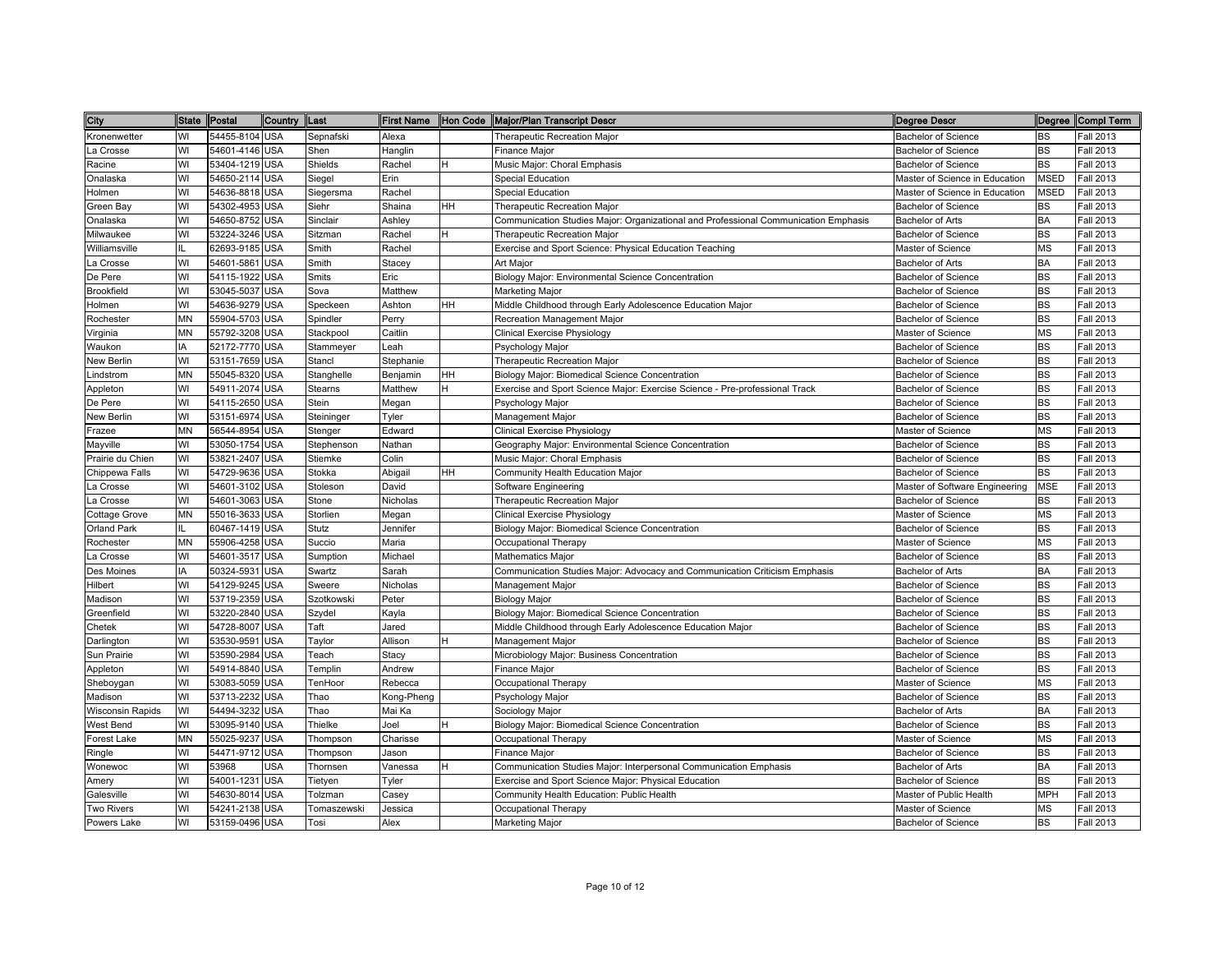| City | State | Postal | Country | Last | First Name | Hon Code | Major/Plan Transcript Descr | Degree Descr | Degree | Compl Term |
|---|---|---|---|---|---|---|---|---|---|---|
| Kronenwetter | WI | 54455-8104 | USA | Sepnafski | Alexa | | Therapeutic Recreation Major | Bachelor of Science | BS | Fall 2013 |
| La Crosse | WI | 54601-4146 | USA | Shen | Hanglin | | Finance Major | Bachelor of Science | BS | Fall 2013 |
| Racine | WI | 53404-1219 | USA | Shields | Rachel | H | Music Major: Choral Emphasis | Bachelor of Science | BS | Fall 2013 |
| Onalaska | WI | 54650-2114 | USA | Siegel | Erin | | Special Education | Master of Science in Education | MSED | Fall 2013 |
| Holmen | WI | 54636-8818 | USA | Siegersma | Rachel | | Special Education | Master of Science in Education | MSED | Fall 2013 |
| Green Bay | WI | 54302-4953 | USA | Siehr | Shaina | HH | Therapeutic Recreation Major | Bachelor of Science | BS | Fall 2013 |
| Onalaska | WI | 54650-8752 | USA | Sinclair | Ashley | | Communication Studies Major: Organizational and Professional Communication Emphasis | Bachelor of Arts | BA | Fall 2013 |
| Milwaukee | WI | 53224-3246 | USA | Sitzman | Rachel | H | Therapeutic Recreation Major | Bachelor of Science | BS | Fall 2013 |
| Williamsville | IL | 62693-9185 | USA | Smith | Rachel | | Exercise and Sport Science: Physical Education Teaching | Master of Science | MS | Fall 2013 |
| La Crosse | WI | 54601-5861 | USA | Smith | Stacey | | Art Major | Bachelor of Arts | BA | Fall 2013 |
| De Pere | WI | 54115-1922 | USA | Smits | Eric | | Biology Major: Environmental Science Concentration | Bachelor of Science | BS | Fall 2013 |
| Brookfield | WI | 53045-5037 | USA | Sova | Matthew | | Marketing Major | Bachelor of Science | BS | Fall 2013 |
| Holmen | WI | 54636-9279 | USA | Speckeen | Ashton | HH | Middle Childhood through Early Adolescence Education Major | Bachelor of Science | BS | Fall 2013 |
| Rochester | MN | 55904-5703 | USA | Spindler | Perry | | Recreation Management Major | Bachelor of Science | BS | Fall 2013 |
| Virginia | MN | 55792-3208 | USA | Stackpool | Caitlin | | Clinical Exercise Physiology | Master of Science | MS | Fall 2013 |
| Waukon | IA | 52172-7770 | USA | Stammeyer | Leah | | Psychology Major | Bachelor of Science | BS | Fall 2013 |
| New Berlin | WI | 53151-7659 | USA | Stancl | Stephanie | | Therapeutic Recreation Major | Bachelor of Science | BS | Fall 2013 |
| Lindstrom | MN | 55045-8320 | USA | Stanghelle | Benjamin | HH | Biology Major: Biomedical Science Concentration | Bachelor of Science | BS | Fall 2013 |
| Appleton | WI | 54911-2074 | USA | Stearns | Matthew | H | Exercise and Sport Science Major: Exercise Science - Pre-professional Track | Bachelor of Science | BS | Fall 2013 |
| De Pere | WI | 54115-2650 | USA | Stein | Megan | | Psychology Major | Bachelor of Science | BS | Fall 2013 |
| New Berlin | WI | 53151-6974 | USA | Steininger | Tyler | | Management Major | Bachelor of Science | BS | Fall 2013 |
| Frazee | MN | 56544-8954 | USA | Stenger | Edward | | Clinical Exercise Physiology | Master of Science | MS | Fall 2013 |
| Mayville | WI | 53050-1754 | USA | Stephenson | Nathan | | Geography Major: Environmental Science Concentration | Bachelor of Science | BS | Fall 2013 |
| Prairie du Chien | WI | 53821-2407 | USA | Stiemke | Colin | | Music Major: Choral Emphasis | Bachelor of Science | BS | Fall 2013 |
| Chippewa Falls | WI | 54729-9636 | USA | Stokka | Abigail | HH | Community Health Education Major | Bachelor of Science | BS | Fall 2013 |
| La Crosse | WI | 54601-3102 | USA | Stoleson | David | | Software Engineering | Master of Software Engineering | MSE | Fall 2013 |
| La Crosse | WI | 54601-3063 | USA | Stone | Nicholas | | Therapeutic Recreation Major | Bachelor of Science | BS | Fall 2013 |
| Cottage Grove | MN | 55016-3633 | USA | Storlien | Megan | | Clinical Exercise Physiology | Master of Science | MS | Fall 2013 |
| Orland Park | IL | 60467-1419 | USA | Stutz | Jennifer | | Biology Major: Biomedical Science Concentration | Bachelor of Science | BS | Fall 2013 |
| Rochester | MN | 55906-4258 | USA | Succio | Maria | | Occupational Therapy | Master of Science | MS | Fall 2013 |
| La Crosse | WI | 54601-3517 | USA | Sumption | Michael | | Mathematics Major | Bachelor of Science | BS | Fall 2013 |
| Des Moines | IA | 50324-5931 | USA | Swartz | Sarah | | Communication Studies Major: Advocacy and Communication Criticism Emphasis | Bachelor of Arts | BA | Fall 2013 |
| Hilbert | WI | 54129-9245 | USA | Sweere | Nicholas | | Management Major | Bachelor of Science | BS | Fall 2013 |
| Madison | WI | 53719-2359 | USA | Szotkowski | Peter | | Biology Major | Bachelor of Science | BS | Fall 2013 |
| Greenfield | WI | 53220-2840 | USA | Szydel | Kayla | | Biology Major: Biomedical Science Concentration | Bachelor of Science | BS | Fall 2013 |
| Chetek | WI | 54728-8007 | USA | Taft | Jared | | Middle Childhood through Early Adolescence Education Major | Bachelor of Science | BS | Fall 2013 |
| Darlington | WI | 53530-9591 | USA | Taylor | Allison | H | Management Major | Bachelor of Science | BS | Fall 2013 |
| Sun Prairie | WI | 53590-2984 | USA | Teach | Stacy | | Microbiology Major: Business Concentration | Bachelor of Science | BS | Fall 2013 |
| Appleton | WI | 54914-8840 | USA | Templin | Andrew | | Finance Major | Bachelor of Science | BS | Fall 2013 |
| Sheboygan | WI | 53083-5059 | USA | TenHoor | Rebecca | | Occupational Therapy | Master of Science | MS | Fall 2013 |
| Madison | WI | 53713-2232 | USA | Thao | Kong-Pheng | | Psychology Major | Bachelor of Science | BS | Fall 2013 |
| Wisconsin Rapids | WI | 54494-3232 | USA | Thao | Mai Ka | | Sociology Major | Bachelor of Arts | BA | Fall 2013 |
| West Bend | WI | 53095-9140 | USA | Thielke | Joel | H | Biology Major: Biomedical Science Concentration | Bachelor of Science | BS | Fall 2013 |
| Forest Lake | MN | 55025-9237 | USA | Thompson | Charisse | | Occupational Therapy | Master of Science | MS | Fall 2013 |
| Ringle | WI | 54471-9712 | USA | Thompson | Jason | | Finance Major | Bachelor of Science | BS | Fall 2013 |
| Wonewoc | WI | 53968 | USA | Thornsen | Vanessa | H | Communication Studies Major: Interpersonal Communication Emphasis | Bachelor of Arts | BA | Fall 2013 |
| Amery | WI | 54001-1231 | USA | Tietyen | Tyler | | Exercise and Sport Science Major: Physical Education | Bachelor of Science | BS | Fall 2013 |
| Galesville | WI | 54630-8014 | USA | Tolzman | Casey | | Community Health Education: Public Health | Master of Public Health | MPH | Fall 2013 |
| Two Rivers | WI | 54241-2138 | USA | Tomaszewski | Jessica | | Occupational Therapy | Master of Science | MS | Fall 2013 |
| Powers Lake | WI | 53159-0496 | USA | Tosi | Alex | | Marketing Major | Bachelor of Science | BS | Fall 2013 |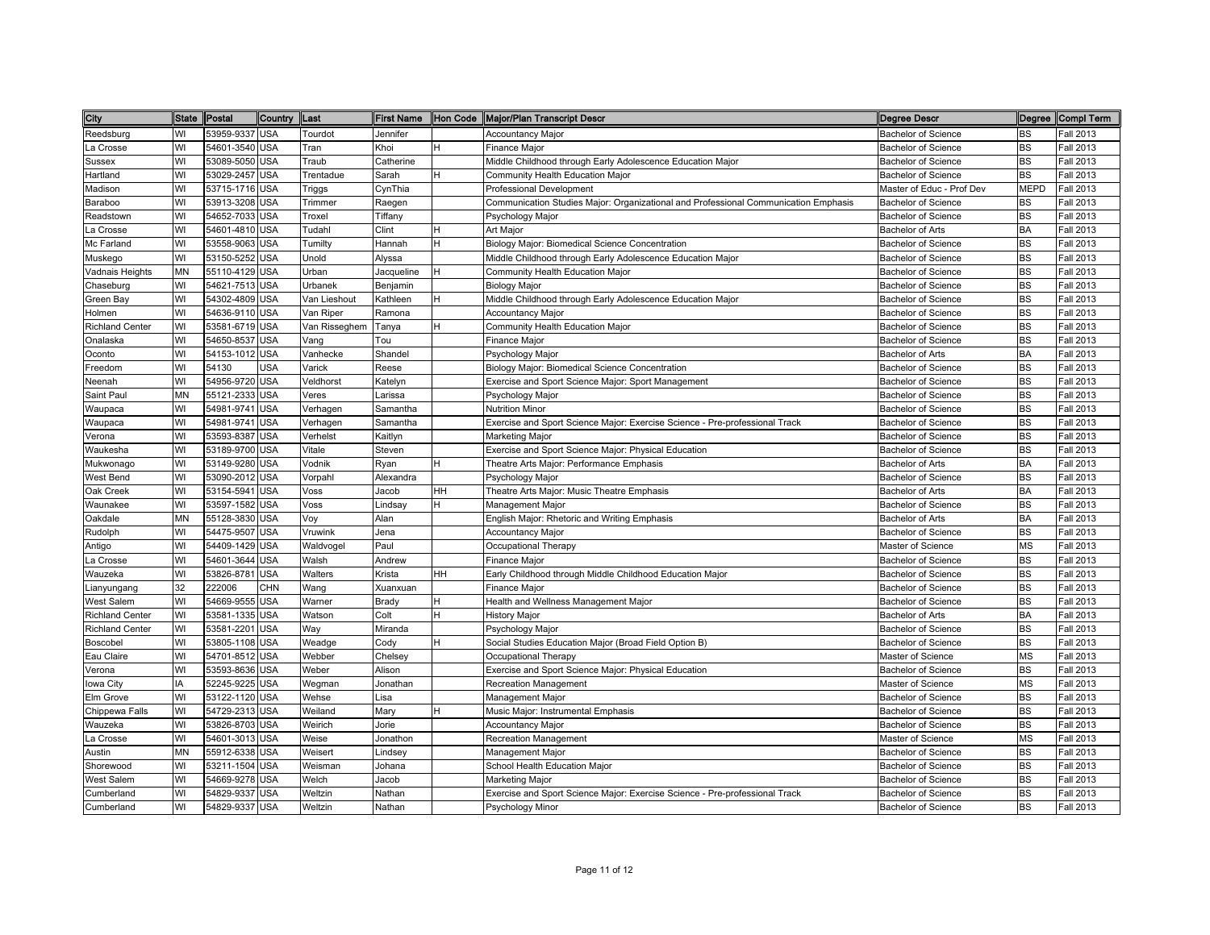| City | State | Postal | Country | Last | First Name | Hon Code | Major/Plan Transcript Descr | Degree Descr | Degree | Compl Term |
|---|---|---|---|---|---|---|---|---|---|---|
| Reedsburg | WI | 53959-9337 | USA | Tourdot | Jennifer | | Accountancy Major | Bachelor of Science | BS | Fall 2013 |
| La Crosse | WI | 54601-3540 | USA | Tran | Khoi | H | Finance Major | Bachelor of Science | BS | Fall 2013 |
| Sussex | WI | 53089-5050 | USA | Traub | Catherine | | Middle Childhood through Early Adolescence Education Major | Bachelor of Science | BS | Fall 2013 |
| Hartland | WI | 53029-2457 | USA | Trentadue | Sarah | H | Community Health Education Major | Bachelor of Science | BS | Fall 2013 |
| Madison | WI | 53715-1716 | USA | Triggs | CynThia | | Professional Development | Master of Educ - Prof Dev | MEPD | Fall 2013 |
| Baraboo | WI | 53913-3208 | USA | Trimmer | Raegen | | Communication Studies Major: Organizational and Professional Communication Emphasis | Bachelor of Science | BS | Fall 2013 |
| Readstown | WI | 54652-7033 | USA | Troxel | Tiffany | | Psychology Major | Bachelor of Science | BS | Fall 2013 |
| La Crosse | WI | 54601-4810 | USA | Tudahl | Clint | H | Art Major | Bachelor of Arts | BA | Fall 2013 |
| Mc Farland | WI | 53558-9063 | USA | Tumilty | Hannah | H | Biology Major: Biomedical Science Concentration | Bachelor of Science | BS | Fall 2013 |
| Muskego | WI | 53150-5252 | USA | Unold | Alyssa | | Middle Childhood through Early Adolescence Education Major | Bachelor of Science | BS | Fall 2013 |
| Vadnais Heights | MN | 55110-4129 | USA | Urban | Jacqueline | H | Community Health Education Major | Bachelor of Science | BS | Fall 2013 |
| Chaseburg | WI | 54621-7513 | USA | Urbanek | Benjamin | | Biology Major | Bachelor of Science | BS | Fall 2013 |
| Green Bay | WI | 54302-4809 | USA | Van Lieshout | Kathleen | H | Middle Childhood through Early Adolescence Education Major | Bachelor of Science | BS | Fall 2013 |
| Holmen | WI | 54636-9110 | USA | Van Riper | Ramona | | Accountancy Major | Bachelor of Science | BS | Fall 2013 |
| Richland Center | WI | 53581-6719 | USA | Van Risseghem | Tanya | H | Community Health Education Major | Bachelor of Science | BS | Fall 2013 |
| Onalaska | WI | 54650-8537 | USA | Vang | Tou | | Finance Major | Bachelor of Science | BS | Fall 2013 |
| Oconto | WI | 54153-1012 | USA | Vanhecke | Shandel | | Psychology Major | Bachelor of Arts | BA | Fall 2013 |
| Freedom | WI | 54130 | USA | Varick | Reese | | Biology Major: Biomedical Science Concentration | Bachelor of Science | BS | Fall 2013 |
| Neenah | WI | 54956-9720 | USA | Veldhorst | Katelyn | | Exercise and Sport Science Major: Sport Management | Bachelor of Science | BS | Fall 2013 |
| Saint Paul | MN | 55121-2333 | USA | Veres | Larissa | | Psychology Major | Bachelor of Science | BS | Fall 2013 |
| Waupaca | WI | 54981-9741 | USA | Verhagen | Samantha | | Nutrition Minor | Bachelor of Science | BS | Fall 2013 |
| Waupaca | WI | 54981-9741 | USA | Verhagen | Samantha | | Exercise and Sport Science Major: Exercise Science - Pre-professional Track | Bachelor of Science | BS | Fall 2013 |
| Verona | WI | 53593-8387 | USA | Verhelst | Kaitlyn | | Marketing Major | Bachelor of Science | BS | Fall 2013 |
| Waukesha | WI | 53189-9700 | USA | Vitale | Steven | | Exercise and Sport Science Major: Physical Education | Bachelor of Science | BS | Fall 2013 |
| Mukwonago | WI | 53149-9280 | USA | Vodnik | Ryan | H | Theatre Arts Major: Performance Emphasis | Bachelor of Arts | BA | Fall 2013 |
| West Bend | WI | 53090-2012 | USA | Vorpahl | Alexandra | | Psychology Major | Bachelor of Science | BS | Fall 2013 |
| Oak Creek | WI | 53154-5941 | USA | Voss | Jacob | HH | Theatre Arts Major: Music Theatre Emphasis | Bachelor of Arts | BA | Fall 2013 |
| Waunakee | WI | 53597-1582 | USA | Voss | Lindsay | H | Management Major | Bachelor of Science | BS | Fall 2013 |
| Oakdale | MN | 55128-3830 | USA | Voy | Alan | | English Major: Rhetoric and Writing Emphasis | Bachelor of Arts | BA | Fall 2013 |
| Rudolph | WI | 54475-9507 | USA | Vruwink | Jena | | Accountancy Major | Bachelor of Science | BS | Fall 2013 |
| Antigo | WI | 54409-1429 | USA | Waldvogel | Paul | | Occupational Therapy | Master of Science | MS | Fall 2013 |
| La Crosse | WI | 54601-3644 | USA | Walsh | Andrew | | Finance Major | Bachelor of Science | BS | Fall 2013 |
| Wauzeka | WI | 53826-8781 | USA | Walters | Krista | HH | Early Childhood through Middle Childhood Education Major | Bachelor of Science | BS | Fall 2013 |
| Lianyungang | 32 | 222006 | CHN | Wang | Xuanxuan | | Finance Major | Bachelor of Science | BS | Fall 2013 |
| West Salem | WI | 54669-9555 | USA | Warner | Brady | H | Health and Wellness Management Major | Bachelor of Science | BS | Fall 2013 |
| Richland Center | WI | 53581-1335 | USA | Watson | Colt | H | History Major | Bachelor of Arts | BA | Fall 2013 |
| Richland Center | WI | 53581-2201 | USA | Way | Miranda | | Psychology Major | Bachelor of Science | BS | Fall 2013 |
| Boscobel | WI | 53805-1108 | USA | Weadge | Cody | H | Social Studies Education Major (Broad Field Option B) | Bachelor of Science | BS | Fall 2013 |
| Eau Claire | WI | 54701-8512 | USA | Webber | Chelsey | | Occupational Therapy | Master of Science | MS | Fall 2013 |
| Verona | WI | 53593-8636 | USA | Weber | Alison | | Exercise and Sport Science Major: Physical Education | Bachelor of Science | BS | Fall 2013 |
| Iowa City | IA | 52245-9225 | USA | Wegman | Jonathan | | Recreation Management | Master of Science | MS | Fall 2013 |
| Elm Grove | WI | 53122-1120 | USA | Wehse | Lisa | | Management Major | Bachelor of Science | BS | Fall 2013 |
| Chippewa Falls | WI | 54729-2313 | USA | Weiland | Mary | H | Music Major: Instrumental Emphasis | Bachelor of Science | BS | Fall 2013 |
| Wauzeka | WI | 53826-8703 | USA | Weirich | Jorie | | Accountancy Major | Bachelor of Science | BS | Fall 2013 |
| La Crosse | WI | 54601-3013 | USA | Weise | Jonathon | | Recreation Management | Master of Science | MS | Fall 2013 |
| Austin | MN | 55912-6338 | USA | Weisert | Lindsey | | Management Major | Bachelor of Science | BS | Fall 2013 |
| Shorewood | WI | 53211-1504 | USA | Weisman | Johana | | School Health Education Major | Bachelor of Science | BS | Fall 2013 |
| West Salem | WI | 54669-9278 | USA | Welch | Jacob | | Marketing Major | Bachelor of Science | BS | Fall 2013 |
| Cumberland | WI | 54829-9337 | USA | Weltzin | Nathan | | Exercise and Sport Science Major: Exercise Science - Pre-professional Track | Bachelor of Science | BS | Fall 2013 |
| Cumberland | WI | 54829-9337 | USA | Weltzin | Nathan | | Psychology Minor | Bachelor of Science | BS | Fall 2013 |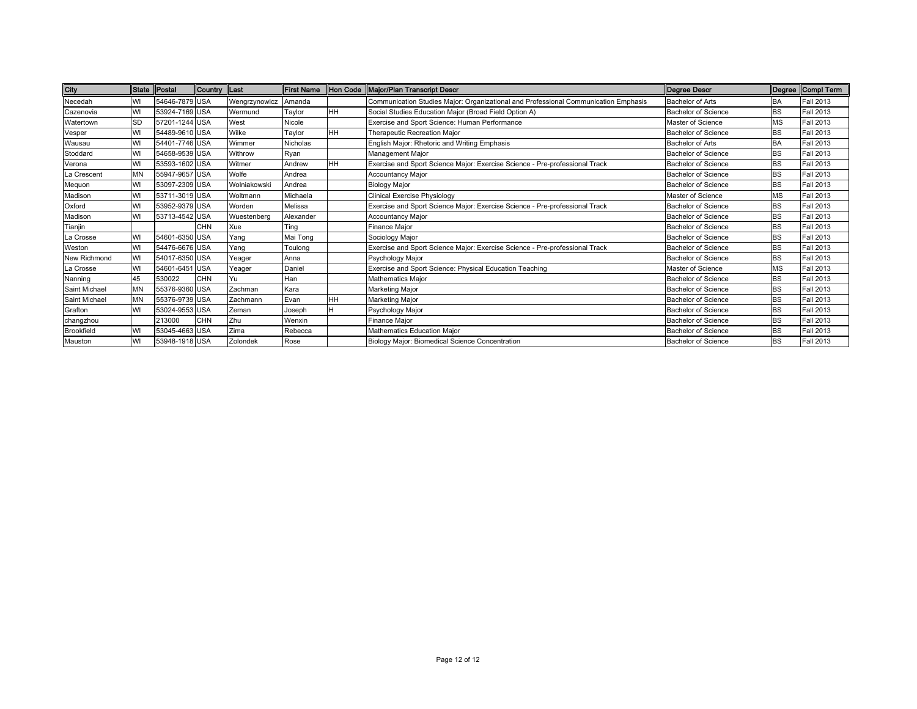| City | State | Postal | Country | Last | First Name | Hon Code | Major/Plan Transcript Descr | Degree Descr | Degree | Compl Term |
|---|---|---|---|---|---|---|---|---|---|---|
| Necedah | WI | 54646-7879 | USA | Wengrzynowicz | Amanda | | Communication Studies Major: Organizational and Professional Communication Emphasis | Bachelor of Arts | BA | Fall 2013 |
| Cazenovia | WI | 53924-7169 | USA | Wermund | Taylor | HH | Social Studies Education Major (Broad Field Option A) | Bachelor of Science | BS | Fall 2013 |
| Watertown | SD | 57201-1244 | USA | West | Nicole | | Exercise and Sport Science: Human Performance | Master of Science | MS | Fall 2013 |
| Vesper | WI | 54489-9610 | USA | Wilke | Taylor | HH | Therapeutic Recreation Major | Bachelor of Science | BS | Fall 2013 |
| Wausau | WI | 54401-7746 | USA | Wimmer | Nicholas | | English Major: Rhetoric and Writing Emphasis | Bachelor of Arts | BA | Fall 2013 |
| Stoddard | WI | 54658-9539 | USA | Withrow | Ryan | | Management Major | Bachelor of Science | BS | Fall 2013 |
| Verona | WI | 53593-1602 | USA | Witmer | Andrew | HH | Exercise and Sport Science Major: Exercise Science - Pre-professional Track | Bachelor of Science | BS | Fall 2013 |
| La Crescent | MN | 55947-9657 | USA | Wolfe | Andrea | | Accountancy Major | Bachelor of Science | BS | Fall 2013 |
| Mequon | WI | 53097-2309 | USA | Wolniakowski | Andrea | | Biology Major | Bachelor of Science | BS | Fall 2013 |
| Madison | WI | 53711-3019 | USA | Woltmann | Michaela | | Clinical Exercise Physiology | Master of Science | MS | Fall 2013 |
| Oxford | WI | 53952-9379 | USA | Worden | Melissa | | Exercise and Sport Science Major: Exercise Science - Pre-professional Track | Bachelor of Science | BS | Fall 2013 |
| Madison | WI | 53713-4542 | USA | Wuestenberg | Alexander | | Accountancy Major | Bachelor of Science | BS | Fall 2013 |
| Tianjin | | | CHN | Xue | Ting | | Finance Major | Bachelor of Science | BS | Fall 2013 |
| La Crosse | WI | 54601-6350 | USA | Yang | Mai Tong | | Sociology Major | Bachelor of Science | BS | Fall 2013 |
| Weston | WI | 54476-6676 | USA | Yang | Toulong | | Exercise and Sport Science Major: Exercise Science - Pre-professional Track | Bachelor of Science | BS | Fall 2013 |
| New Richmond | WI | 54017-6350 | USA | Yeager | Anna | | Psychology Major | Bachelor of Science | BS | Fall 2013 |
| La Crosse | WI | 54601-6451 | USA | Yeager | Daniel | | Exercise and Sport Science: Physical Education Teaching | Master of Science | MS | Fall 2013 |
| Nanning | 45 | 530022 | CHN | Yu | Han | | Mathematics Major | Bachelor of Science | BS | Fall 2013 |
| Saint Michael | MN | 55376-9360 | USA | Zachman | Kara | | Marketing Major | Bachelor of Science | BS | Fall 2013 |
| Saint Michael | MN | 55376-9739 | USA | Zachmann | Evan | HH | Marketing Major | Bachelor of Science | BS | Fall 2013 |
| Grafton | WI | 53024-9553 | USA | Zeman | Joseph | H | Psychology Major | Bachelor of Science | BS | Fall 2013 |
| changzhou | | 213000 | CHN | Zhu | Wenxin | | Finance Major | Bachelor of Science | BS | Fall 2013 |
| Brookfield | WI | 53045-4663 | USA | Zima | Rebecca | | Mathematics Education Major | Bachelor of Science | BS | Fall 2013 |
| Mauston | WI | 53948-1918 | USA | Zolondek | Rose | | Biology Major: Biomedical Science Concentration | Bachelor of Science | BS | Fall 2013 |